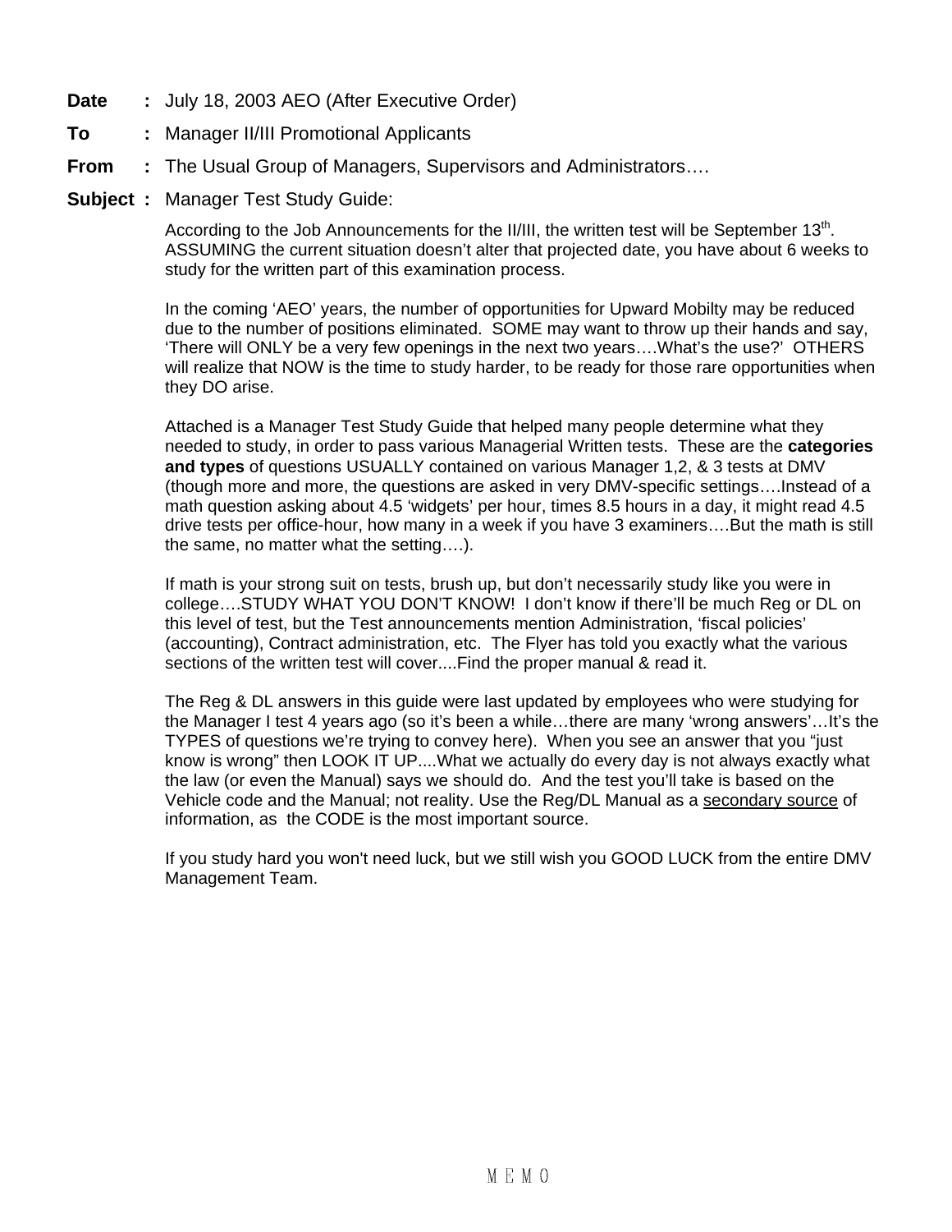**Date :** July 18, 2003 AEO (After Executive Order)

**To :** Manager II/III Promotional Applicants

**From :** The Usual Group of Managers, Supervisors and Administrators….

**Subject :** Manager Test Study Guide:

According to the Job Announcements for the II/III, the written test will be September 13th. ASSUMING the current situation doesn't alter that projected date, you have about 6 weeks to study for the written part of this examination process.

In the coming 'AEO' years, the number of opportunities for Upward Mobilty may be reduced due to the number of positions eliminated. SOME may want to throw up their hands and say, 'There will ONLY be a very few openings in the next two years….What's the use?' OTHERS will realize that NOW is the time to study harder, to be ready for those rare opportunities when they DO arise.

Attached is a Manager Test Study Guide that helped many people determine what they needed to study, in order to pass various Managerial Written tests. These are the **categories and types** of questions USUALLY contained on various Manager 1,2, & 3 tests at DMV (though more and more, the questions are asked in very DMV-specific settings….Instead of a math question asking about 4.5 'widgets' per hour, times 8.5 hours in a day, it might read 4.5 drive tests per office-hour, how many in a week if you have 3 examiners….But the math is still the same, no matter what the setting….).

If math is your strong suit on tests, brush up, but don't necessarily study like you were in college….STUDY WHAT YOU DON'T KNOW! I don't know if there'll be much Reg or DL on this level of test, but the Test announcements mention Administration, 'fiscal policies' (accounting), Contract administration, etc. The Flyer has told you exactly what the various sections of the written test will cover....Find the proper manual & read it.

The Reg & DL answers in this guide were last updated by employees who were studying for the Manager I test 4 years ago (so it's been a while…there are many 'wrong answers'…It's the TYPES of questions we're trying to convey here). When you see an answer that you "just know is wrong" then LOOK IT UP....What we actually do every day is not always exactly what the law (or even the Manual) says we should do. And the test you'll take is based on the Vehicle code and the Manual; not reality. Use the Reg/DL Manual as a secondary source of information, as the CODE is the most important source.

If you study hard you won't need luck, but we still wish you GOOD LUCK from the entire DMV Management Team.

MEMO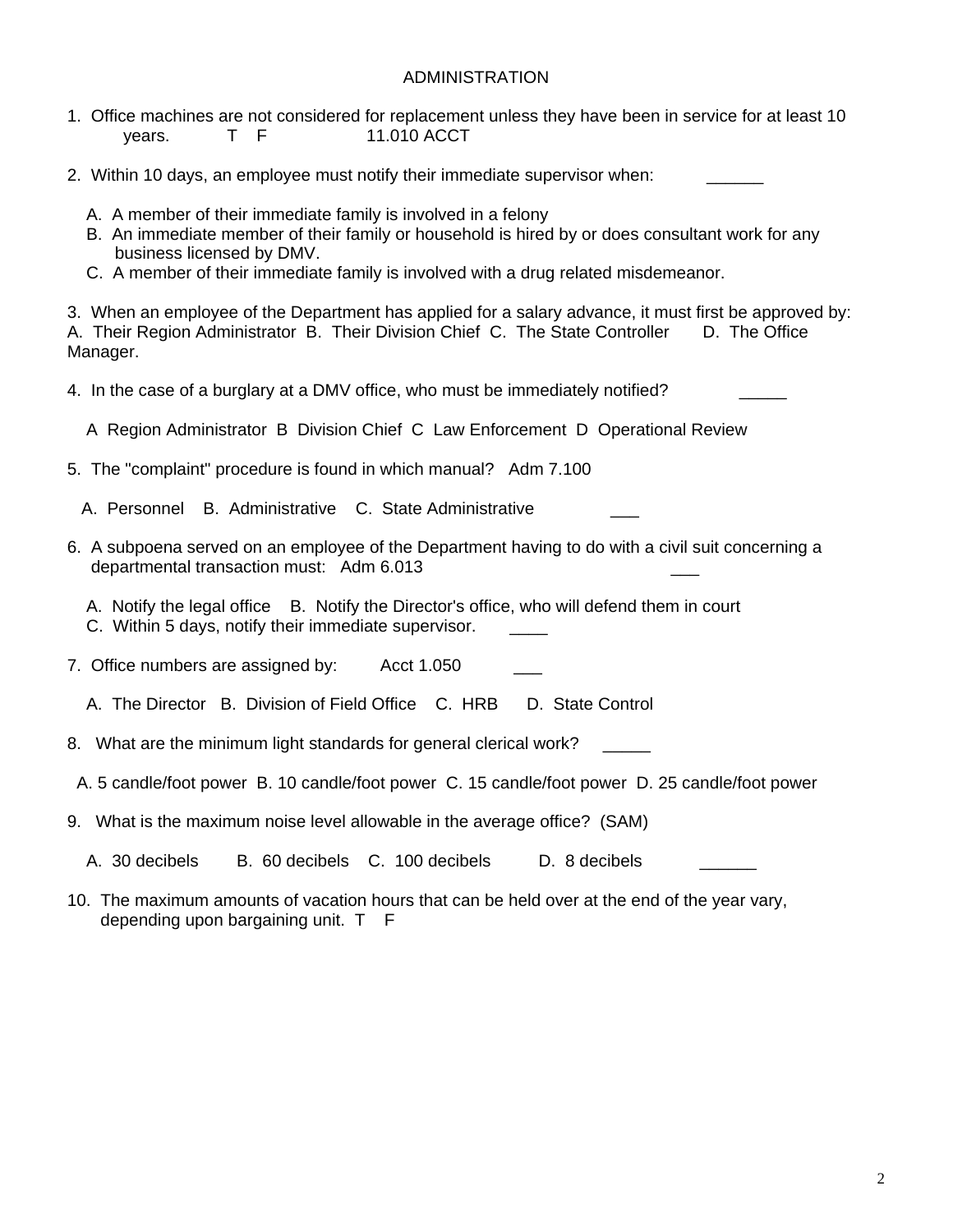# ADMINISTRATION

1. Office machines are not considered for replacement unless they have been in service for at least 10 years. T F 11.010 ACCT

2. Within 10 days, an employee must notify their immediate supervisor when: ______

   A. A member of their immediate family is involved in a felony
   B. An immediate member of their family or household is hired by or does consultant work for any business licensed by DMV.
   C. A member of their immediate family is involved with a drug related misdemeanor.

3. When an employee of the Department has applied for a salary advance, it must first be approved by:
A. Their Region Administrator B. Their Division Chief C. The State Controller D. The Office Manager.

4. In the case of a burglary at a DMV office, who must be immediately notified? _____

   A Region Administrator B Division Chief C Law Enforcement D Operational Review

5. The "complaint" procedure is found in which manual? Adm 7.100

   A. Personnel B. Administrative C. State Administrative ___

6. A subpoena served on an employee of the Department having to do with a civil suit concerning a departmental transaction must: Adm 6.013 ___

   A. Notify the legal office B. Notify the Director's office, who will defend them in court
   C. Within 5 days, notify their immediate supervisor. ____

7. Office numbers are assigned by: Acct 1.050 ___

   A. The Director B. Division of Field Office C. HRB D. State Control

8. What are the minimum light standards for general clerical work? _____

   A. 5 candle/foot power B. 10 candle/foot power C. 15 candle/foot power D. 25 candle/foot power

9. What is the maximum noise level allowable in the average office? (SAM)

   A. 30 decibels B. 60 decibels C. 100 decibels D. 8 decibels ______

10. The maximum amounts of vacation hours that can be held over at the end of the year vary, depending upon bargaining unit. T F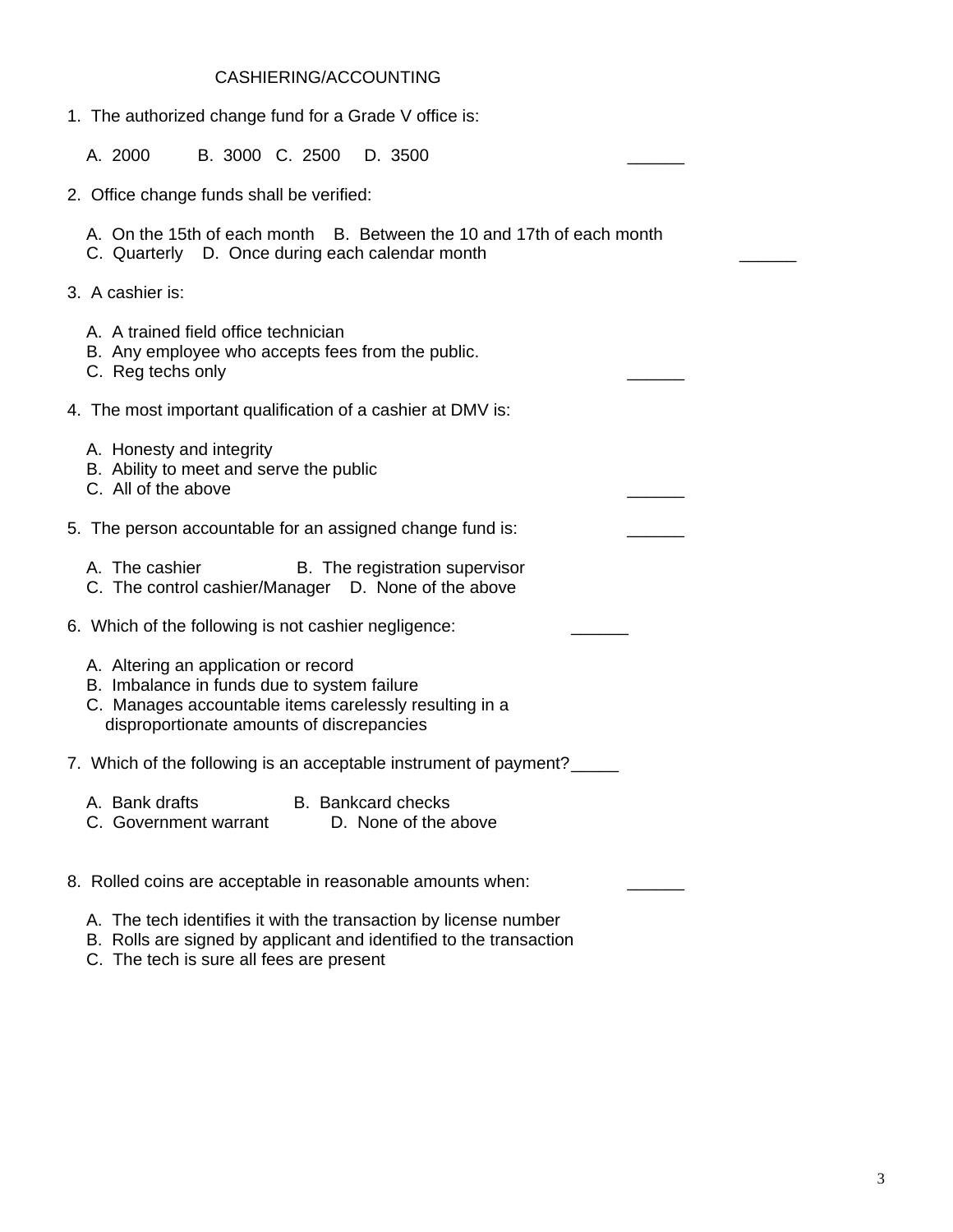## CASHIERING/ACCOUNTING

1. The authorized change fund for a Grade V office is:

   A. 2000 B. 3000 C. 2500 D. 3500 ______

2. Office change funds shall be verified:

   A. On the 15th of each month B. Between the 10 and 17th of each month
   C. Quarterly D. Once during each calendar month ______

3. A cashier is:

   A. A trained field office technician
   B. Any employee who accepts fees from the public.
   C. Reg techs only ______

4. The most important qualification of a cashier at DMV is:

   A. Honesty and integrity
   B. Ability to meet and serve the public
   C. All of the above ______

5. The person accountable for an assigned change fund is: ______

   A. The cashier B. The registration supervisor
   C. The control cashier/Manager D. None of the above

6. Which of the following is not cashier negligence: ______

   A. Altering an application or record
   B. Imbalance in funds due to system failure
   C. Manages accountable items carelessly resulting in a disproportionate amounts of discrepancies

7. Which of the following is an acceptable instrument of payment? _____

   A. Bank drafts B. Bankcard checks
   C. Government warrant D. None of the above

8. Rolled coins are acceptable in reasonable amounts when: ______

   A. The tech identifies it with the transaction by license number
   B. Rolls are signed by applicant and identified to the transaction
   C. The tech is sure all fees are present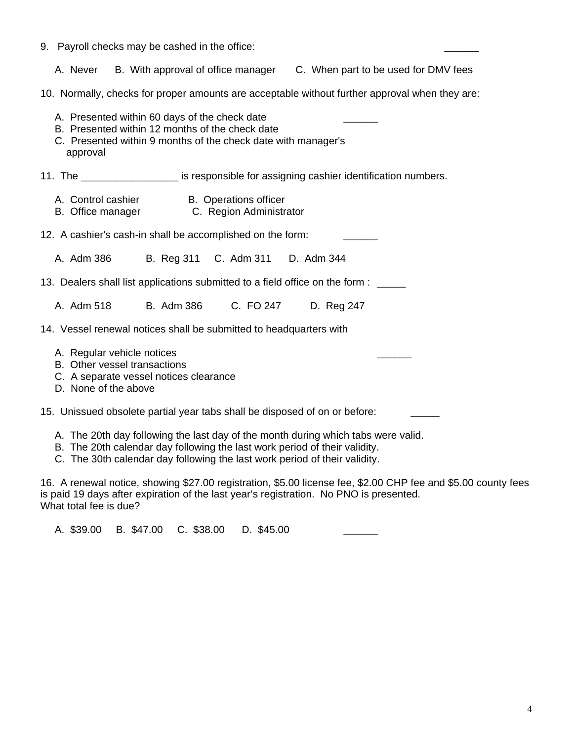9. Payroll checks may be cashed in the office: ______

   A. Never  B. With approval of office manager  C. When part to be used for DMV fees

10. Normally, checks for proper amounts are acceptable without further approval when they are:

   A. Presented within 60 days of the check date ______
   B. Presented within 12 months of the check date
   C. Presented within 9 months of the check date with manager's approval

11. The _________________ is responsible for assigning cashier identification numbers.

   A. Control cashier  B. Operations officer
   B. Office manager  C. Region Administrator

12. A cashier's cash-in shall be accomplished on the form: ______

   A. Adm 386  B. Reg 311  C. Adm 311  D. Adm 344

13. Dealers shall list applications submitted to a field office on the form : _____

   A. Adm 518  B. Adm 386  C. FO 247  D. Reg 247

14. Vessel renewal notices shall be submitted to headquarters with

   A. Regular vehicle notices ______
   B. Other vessel transactions
   C. A separate vessel notices clearance
   D. None of the above

15. Unissued obsolete partial year tabs shall be disposed of on or before: _____

   A. The 20th day following the last day of the month during which tabs were valid.
   B. The 20th calendar day following the last work period of their validity.
   C. The 30th calendar day following the last work period of their validity.

16. A renewal notice, showing $27.00 registration, $5.00 license fee, $2.00 CHP fee and $5.00 county fees is paid 19 days after expiration of the last year's registration. No PNO is presented. What total fee is due?

   A. $39.00  B. $47.00  C. $38.00  D. $45.00 ______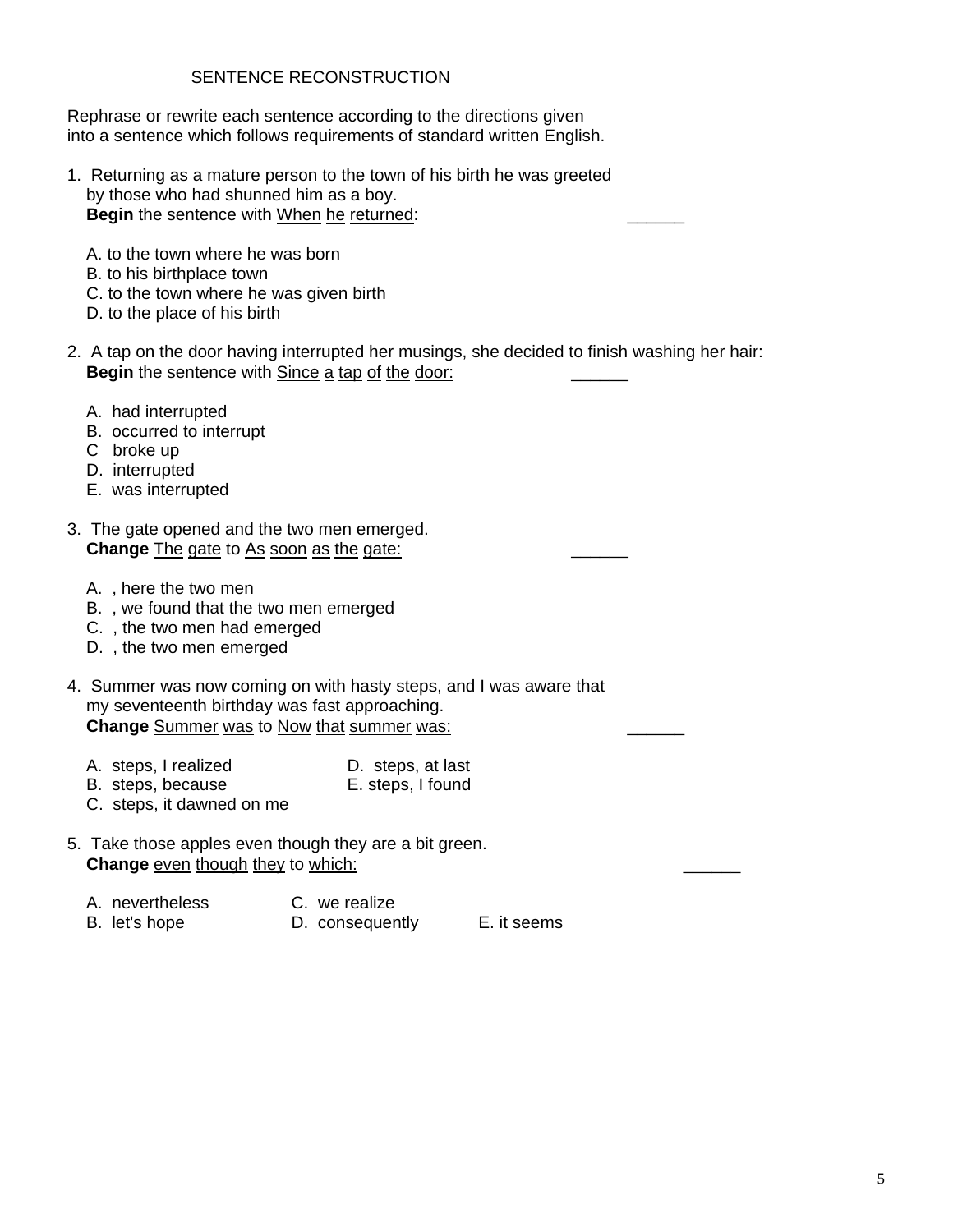# SENTENCE RECONSTRUCTION

Rephrase or rewrite each sentence according to the directions given into a sentence which follows requirements of standard written English.

1. Returning as a mature person to the town of his birth he was greeted by those who had shunned him as a boy.
   **Begin** the sentence with <u>When</u> <u>he</u> <u>returned</u>: ______

   A. to the town where he was born
   B. to his birthplace town
   C. to the town where he was given birth
   D. to the place of his birth

2. A tap on the door having interrupted her musings, she decided to finish washing her hair:
   **Begin** the sentence with <u>Since</u> <u>a</u> <u>tap</u> <u>of</u> <u>the</u> <u>door:</u> ______

   A. had interrupted
   B. occurred to interrupt
   C broke up
   D. interrupted
   E. was interrupted

3. The gate opened and the two men emerged.
   **Change** <u>The</u> <u>gate</u> to <u>As</u> <u>soon</u> <u>as</u> <u>the</u> <u>gate:</u> ______

   A. , here the two men
   B. , we found that the two men emerged
   C. , the two men had emerged
   D. , the two men emerged

4. Summer was now coming on with hasty steps, and I was aware that my seventeenth birthday was fast approaching.
   **Change** <u>Summer</u> <u>was</u> to <u>Now</u> <u>that</u> <u>summer</u> <u>was:</u> ______

   A. steps, I realized
   B. steps, because
   C. steps, it dawned on me
   D. steps, at last
   E. steps, I found

5. Take those apples even though they are a bit green.
   **Change** <u>even</u> <u>though</u> <u>they</u> to <u>which:</u> ______

   A. nevertheless
   B. let's hope
   C. we realize
   D. consequently
   E. it seems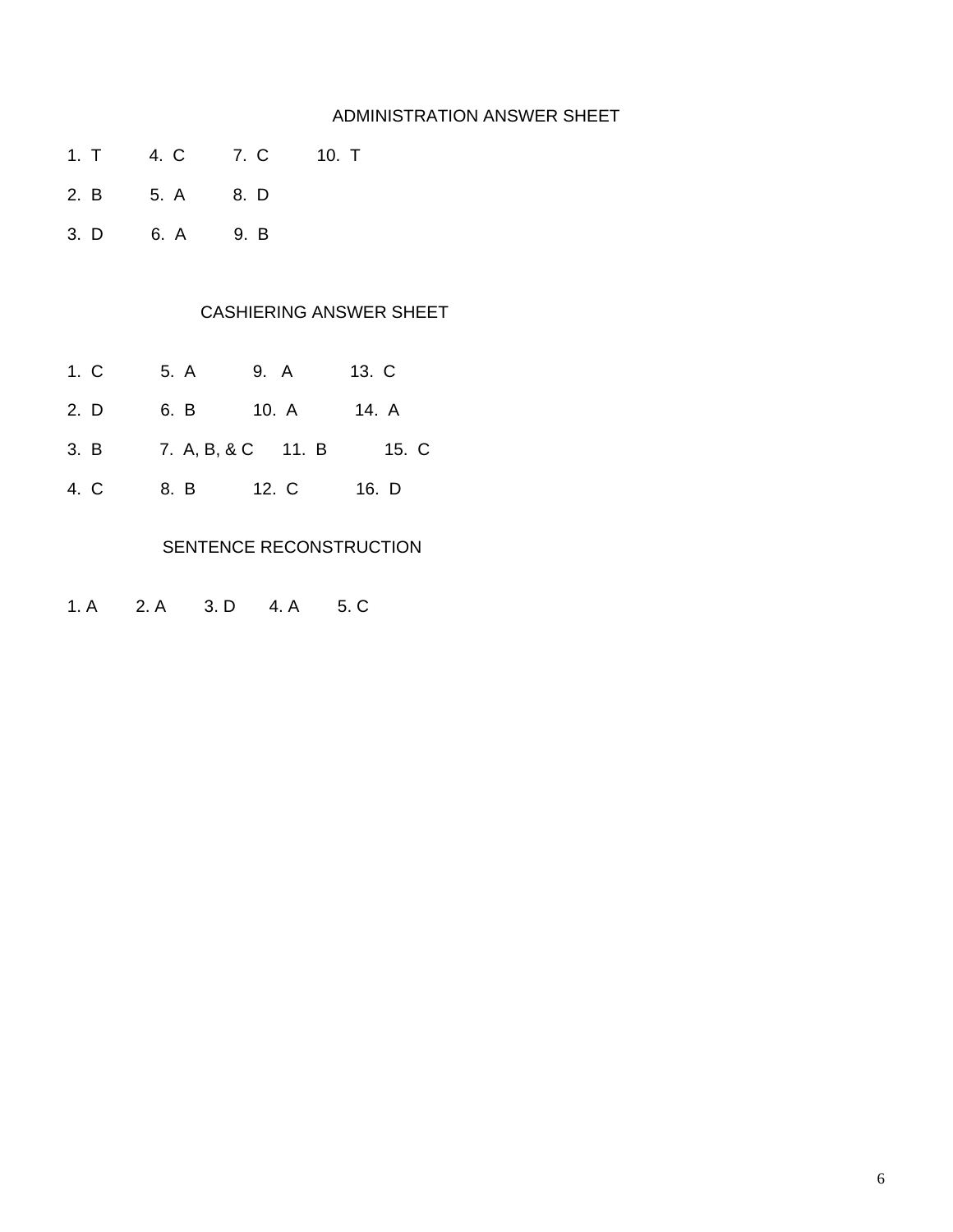## ADMINISTRATION ANSWER SHEET

| | | | |
|---|---|---|---|
| 1. T | 4. C | 7. C | 10. T |
| 2. B | 5. A | 8. D | |
| 3. D | 6. A | 9. B | |

## CASHIERING ANSWER SHEET

| | | | |
|---|---|---|---|
| 1. C | 5. A | 9. A | 13. C |
| 2. D | 6. B | 10. A | 14. A |
| 3. B | 7. A, B, & C | 11. B | 15. C |
| 4. C | 8. B | 12. C | 16. D |

## SENTENCE RECONSTRUCTION

1. A    2. A    3. D    4. A    5. C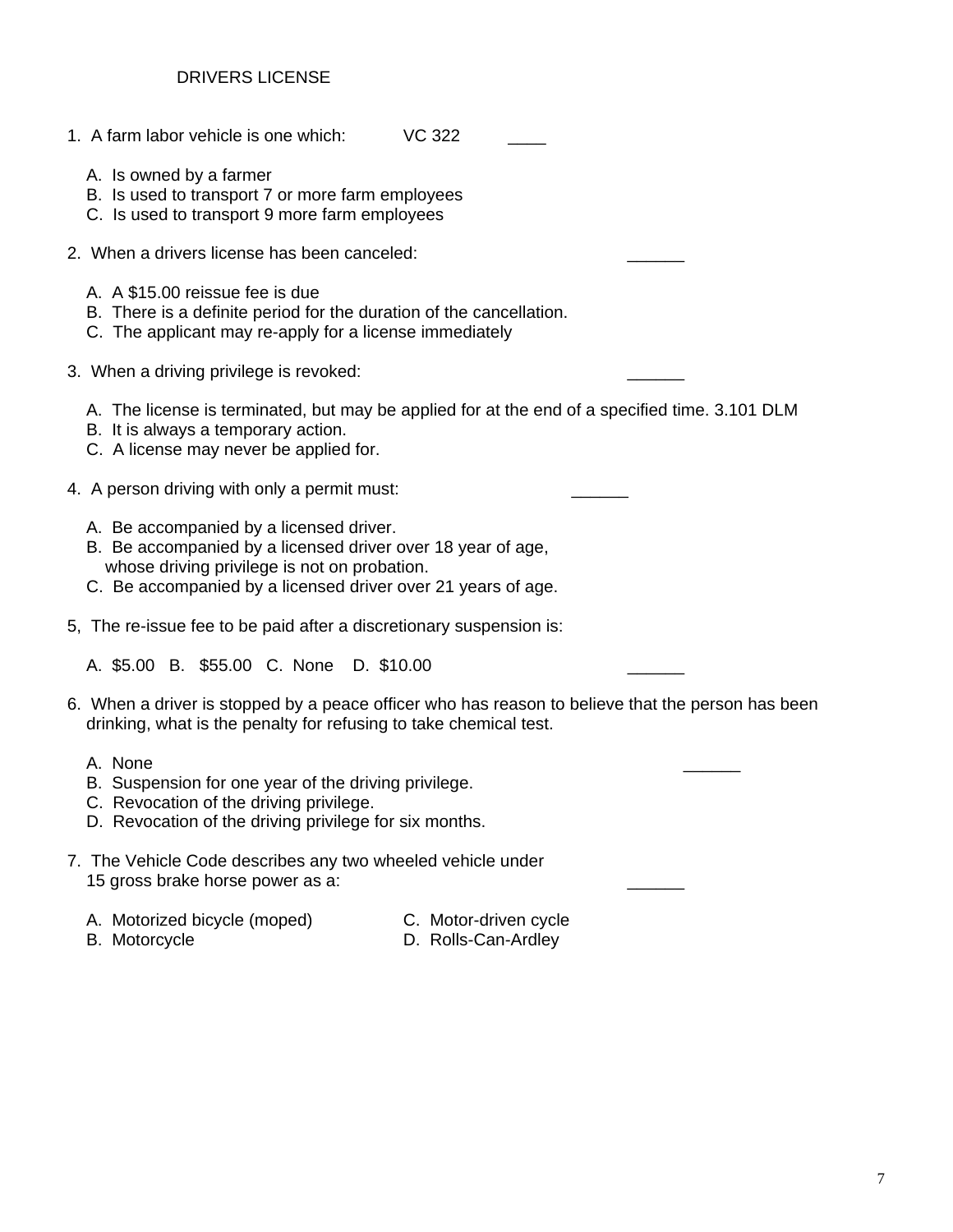# DRIVERS LICENSE

1. A farm labor vehicle is one which: VC 322 ____

   A. Is owned by a farmer
   B. Is used to transport 7 or more farm employees
   C. Is used to transport 9 more farm employees

2. When a drivers license has been canceled: ______

   A. A $15.00 reissue fee is due
   B. There is a definite period for the duration of the cancellation.
   C. The applicant may re-apply for a license immediately

3. When a driving privilege is revoked: ______

   A. The license is terminated, but may be applied for at the end of a specified time. 3.101 DLM
   B. It is always a temporary action.
   C. A license may never be applied for.

4. A person driving with only a permit must: ______

   A. Be accompanied by a licensed driver.
   B. Be accompanied by a licensed driver over 18 year of age, whose driving privilege is not on probation.
   C. Be accompanied by a licensed driver over 21 years of age.

5, The re-issue fee to be paid after a discretionary suspension is:

   A. $5.00 B. $55.00 C. None D. $10.00 ______

6. When a driver is stopped by a peace officer who has reason to believe that the person has been drinking, what is the penalty for refusing to take chemical test.

   A. None ______
   B. Suspension for one year of the driving privilege.
   C. Revocation of the driving privilege.
   D. Revocation of the driving privilege for six months.

7. The Vehicle Code describes any two wheeled vehicle under 15 gross brake horse power as a: ______

   A. Motorized bicycle (moped)
   B. Motorcycle
   C. Motor-driven cycle
   D. Rolls-Can-Ardley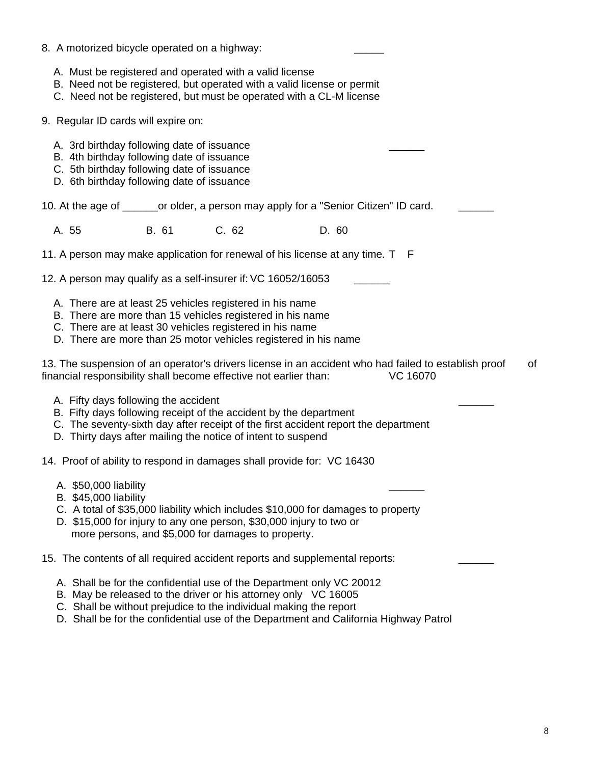8. A motorized bicycle operated on a highway: _____

A. Must be registered and operated with a valid license
B. Need not be registered, but operated with a valid license or permit
C. Need not be registered, but must be operated with a CL-M license

9. Regular ID cards will expire on:

A. 3rd birthday following date of issuance ______
B. 4th birthday following date of issuance
C. 5th birthday following date of issuance
D. 6th birthday following date of issuance

10. At the age of ______or older, a person may apply for a "Senior Citizen" ID card. ______

A. 55 B. 61 C. 62 D. 60

11. A person may make application for renewal of his license at any time. T F

12. A person may qualify as a self-insurer if: VC 16052/16053 ______

A. There are at least 25 vehicles registered in his name
B. There are more than 15 vehicles registered in his name
C. There are at least 30 vehicles registered in his name
D. There are more than 25 motor vehicles registered in his name

13. The suspension of an operator's drivers license in an accident who had failed to establish proof of financial responsibility shall become effective not earlier than: VC 16070

A. Fifty days following the accident ______
B. Fifty days following receipt of the accident by the department
C. The seventy-sixth day after receipt of the first accident report the department
D. Thirty days after mailing the notice of intent to suspend

14. Proof of ability to respond in damages shall provide for: VC 16430

A. $50,000 liability ______
B. $45,000 liability
C. A total of $35,000 liability which includes $10,000 for damages to property
D. $15,000 for injury to any one person, $30,000 injury to two or more persons, and $5,000 for damages to property.

15. The contents of all required accident reports and supplemental reports: ______

A. Shall be for the confidential use of the Department only VC 20012
B. May be released to the driver or his attorney only VC 16005
C. Shall be without prejudice to the individual making the report
D. Shall be for the confidential use of the Department and California Highway Patrol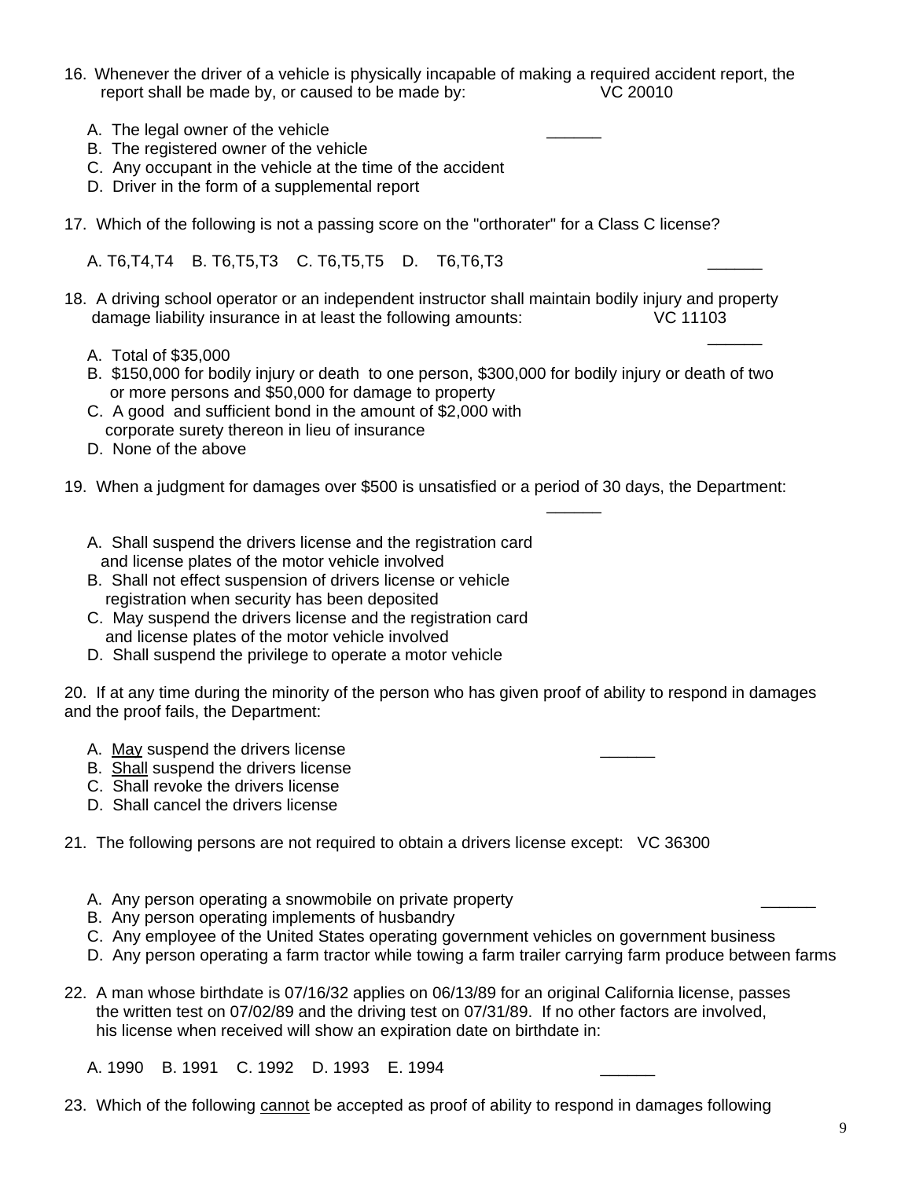16. Whenever the driver of a vehicle is physically incapable of making a required accident report, the report shall be made by, or caused to be made by: VC 20010

A. The legal owner of the vehicle ______
B. The registered owner of the vehicle
C. Any occupant in the vehicle at the time of the accident
D. Driver in the form of a supplemental report

17. Which of the following is not a passing score on the "orthorater" for a Class C license?

A. T6,T4,T4 B. T6,T5,T3 C. T6,T5,T5 D. T6,T6,T3 ______

18. A driving school operator or an independent instructor shall maintain bodily injury and property damage liability insurance in at least the following amounts: VC 11103

______

A. Total of $35,000
B. $150,000 for bodily injury or death to one person, $300,000 for bodily injury or death of two or more persons and $50,000 for damage to property
C. A good and sufficient bond in the amount of $2,000 with corporate surety thereon in lieu of insurance
D. None of the above

19. When a judgment for damages over $500 is unsatisfied or a period of 30 days, the Department:

______

A. Shall suspend the drivers license and the registration card and license plates of the motor vehicle involved
B. Shall not effect suspension of drivers license or vehicle registration when security has been deposited
C. May suspend the drivers license and the registration card and license plates of the motor vehicle involved
D. Shall suspend the privilege to operate a motor vehicle

20. If at any time during the minority of the person who has given proof of ability to respond in damages and the proof fails, the Department:

A. <u>May</u> suspend the drivers license ______
B. <u>Shall</u> suspend the drivers license
C. Shall revoke the drivers license
D. Shall cancel the drivers license

21. The following persons are not required to obtain a drivers license except: VC 36300

A. Any person operating a snowmobile on private property ______
B. Any person operating implements of husbandry
C. Any employee of the United States operating government vehicles on government business
D. Any person operating a farm tractor while towing a farm trailer carrying farm produce between farms

22. A man whose birthdate is 07/16/32 applies on 06/13/89 for an original California license, passes the written test on 07/02/89 and the driving test on 07/31/89. If no other factors are involved, his license when received will show an expiration date on birthdate in:

A. 1990 B. 1991 C. 1992 D. 1993 E. 1994 ______

23. Which of the following <u>cannot</u> be accepted as proof of ability to respond in damages following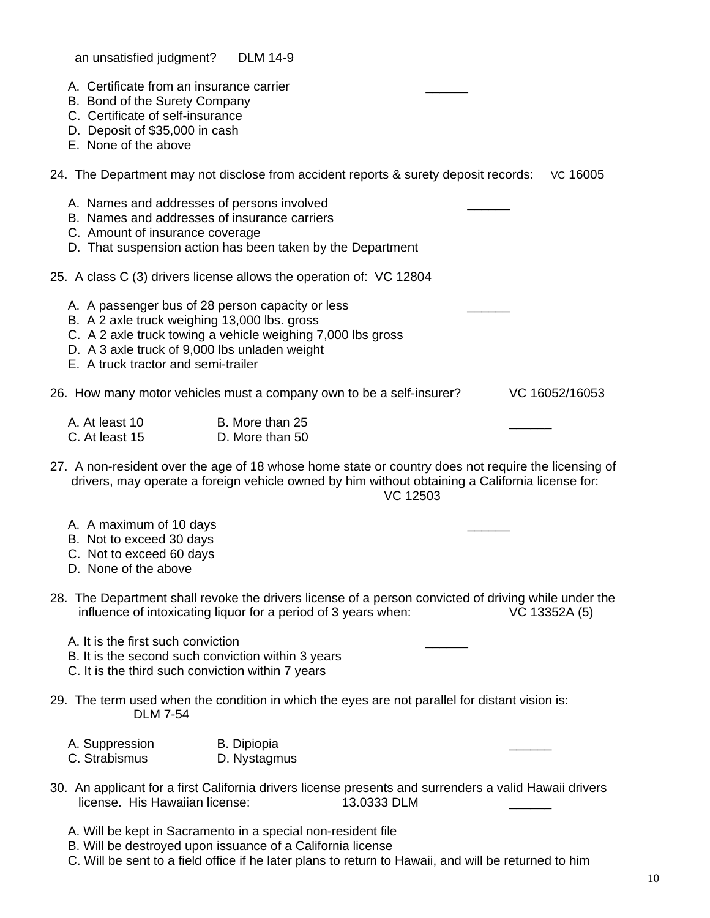an unsatisfied judgment? DLM 14-9

A. Certificate from an insurance carrier ______
B. Bond of the Surety Company
C. Certificate of self-insurance
D. Deposit of $35,000 in cash
E. None of the above

24. The Department may not disclose from accident reports & surety deposit records: VC 16005

A. Names and addresses of persons involved ______
B. Names and addresses of insurance carriers
C. Amount of insurance coverage
D. That suspension action has been taken by the Department

25. A class C (3) drivers license allows the operation of: VC 12804

A. A passenger bus of 28 person capacity or less ______
B. A 2 axle truck weighing 13,000 lbs. gross
C. A 2 axle truck towing a vehicle weighing 7,000 lbs gross
D. A 3 axle truck of 9,000 lbs unladen weight
E. A truck tractor and semi-trailer

26. How many motor vehicles must a company own to be a self-insurer? VC 16052/16053

A. At least 10 B. More than 25 ______
C. At least 15 D. More than 50

27. A non-resident over the age of 18 whose home state or country does not require the licensing of drivers, may operate a foreign vehicle owned by him without obtaining a California license for: VC 12503

A. A maximum of 10 days ______
B. Not to exceed 30 days
C. Not to exceed 60 days
D. None of the above

28. The Department shall revoke the drivers license of a person convicted of driving while under the influence of intoxicating liquor for a period of 3 years when: VC 13352A (5)

A. It is the first such conviction ______
B. It is the second such conviction within 3 years
C. It is the third such conviction within 7 years

29. The term used when the condition in which the eyes are not parallel for distant vision is: DLM 7-54

A. Suppression B. Dipiopia ______
C. Strabismus D. Nystagmus

30. An applicant for a first California drivers license presents and surrenders a valid Hawaii drivers license. His Hawaiian license: 13.0333 DLM ______

A. Will be kept in Sacramento in a special non-resident file
B. Will be destroyed upon issuance of a California license
C. Will be sent to a field office if he later plans to return to Hawaii, and will be returned to him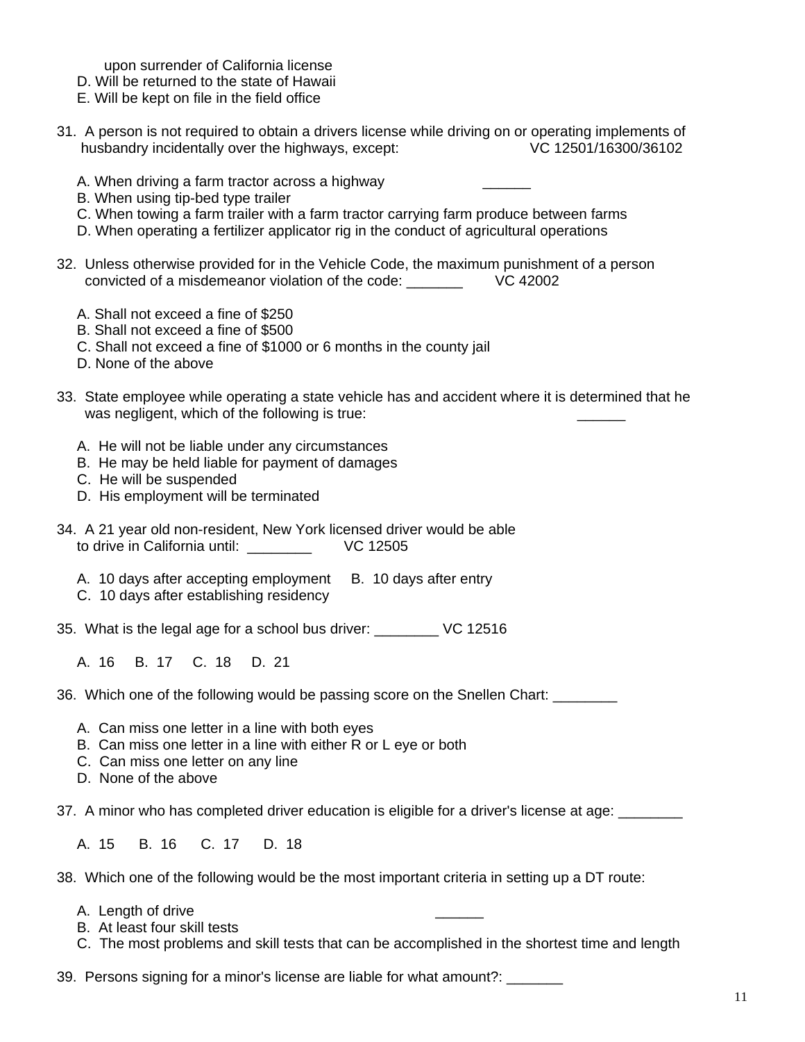upon surrender of California license

D. Will be returned to the state of Hawaii

E. Will be kept on file in the field office

31. A person is not required to obtain a drivers license while driving on or operating implements of husbandry incidentally over the highways, except: VC 12501/16300/36102

A. When driving a farm tractor across a highway ______

B. When using tip-bed type trailer

C. When towing a farm trailer with a farm tractor carrying farm produce between farms

D. When operating a fertilizer applicator rig in the conduct of agricultural operations

32. Unless otherwise provided for in the Vehicle Code, the maximum punishment of a person convicted of a misdemeanor violation of the code: _______ VC 42002

A. Shall not exceed a fine of $250

B. Shall not exceed a fine of $500

C. Shall not exceed a fine of $1000 or 6 months in the county jail

D. None of the above

33. State employee while operating a state vehicle has and accident where it is determined that he was negligent, which of the following is true: ______

A. He will not be liable under any circumstances

B. He may be held liable for payment of damages

C. He will be suspended

D. His employment will be terminated

34. A 21 year old non-resident, New York licensed driver would be able to drive in California until: ________ VC 12505

A. 10 days after accepting employment B. 10 days after entry

C. 10 days after establishing residency

35. What is the legal age for a school bus driver: ________ VC 12516

A. 16 B. 17 C. 18 D. 21

36. Which one of the following would be passing score on the Snellen Chart: ________

A. Can miss one letter in a line with both eyes

B. Can miss one letter in a line with either R or L eye or both

C. Can miss one letter on any line

D. None of the above

37. A minor who has completed driver education is eligible for a driver's license at age: ________

A. 15 B. 16 C. 17 D. 18

38. Which one of the following would be the most important criteria in setting up a DT route:

A. Length of drive ______

B. At least four skill tests

C. The most problems and skill tests that can be accomplished in the shortest time and length

39. Persons signing for a minor's license are liable for what amount?: _______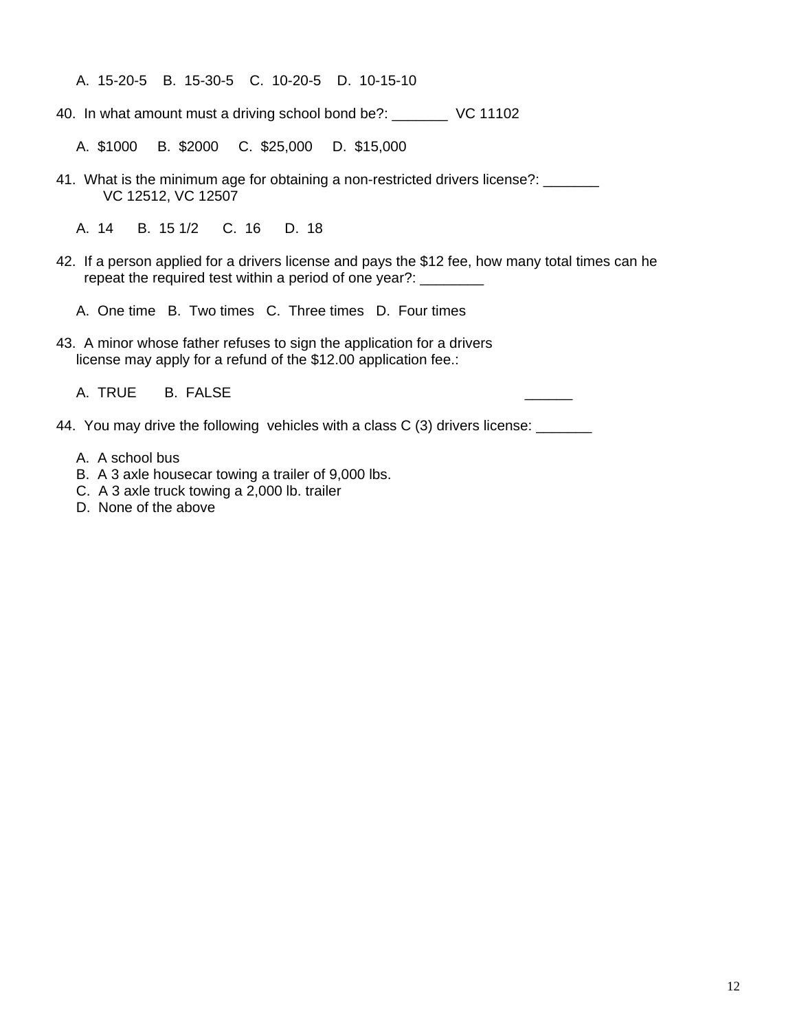A. 15-20-5 B. 15-30-5 C. 10-20-5 D. 10-15-10

40. In what amount must a driving school bond be?: _______ VC 11102

A. $1000 B. $2000 C. $25,000 D. $15,000

41. What is the minimum age for obtaining a non-restricted drivers license?: _______ VC 12512, VC 12507

A. 14 B. 15 1/2 C. 16 D. 18

42. If a person applied for a drivers license and pays the $12 fee, how many total times can he repeat the required test within a period of one year?: ________

A. One time B. Two times C. Three times D. Four times

43. A minor whose father refuses to sign the application for a drivers license may apply for a refund of the $12.00 application fee.:

A. TRUE B. FALSE ______

44. You may drive the following vehicles with a class C (3) drivers license: _______

A. A school bus
B. A 3 axle housecar towing a trailer of 9,000 lbs.
C. A 3 axle truck towing a 2,000 lb. trailer
D. None of the above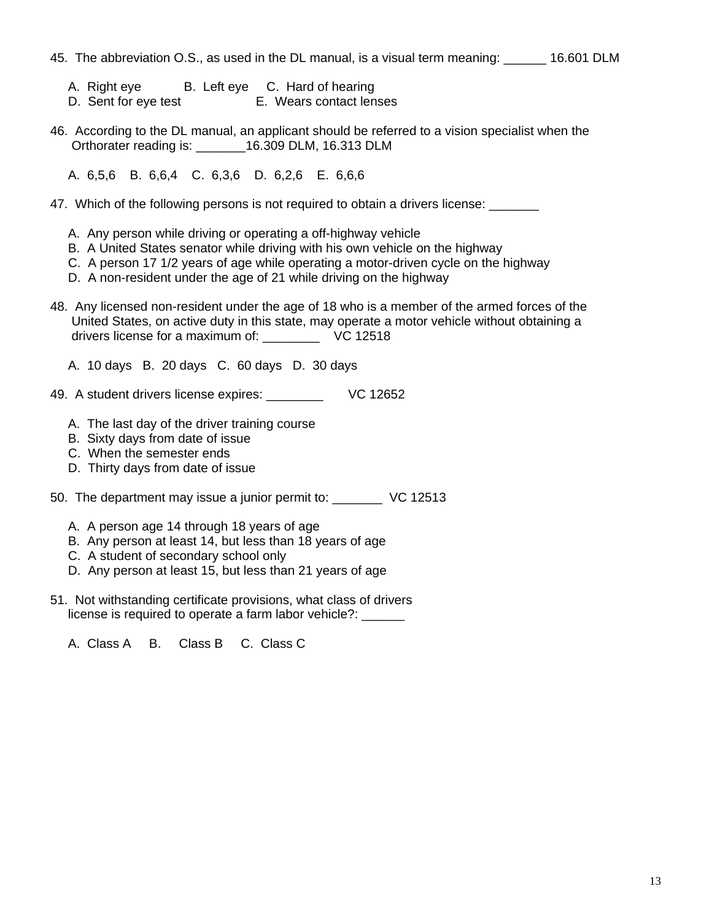45. The abbreviation O.S., as used in the DL manual, is a visual term meaning: ______ 16.601 DLM

A. Right eye    B. Left eye    C. Hard of hearing
D. Sent for eye test    E. Wears contact lenses

46. According to the DL manual, an applicant should be referred to a vision specialist when the Orthorater reading is: _______16.309 DLM, 16.313 DLM

A. 6,5,6    B. 6,6,4    C. 6,3,6    D. 6,2,6    E. 6,6,6

47. Which of the following persons is not required to obtain a drivers license: _______

A. Any person while driving or operating a off-highway vehicle
B. A United States senator while driving with his own vehicle on the highway
C. A person 17 1/2 years of age while operating a motor-driven cycle on the highway
D. A non-resident under the age of 21 while driving on the highway

48. Any licensed non-resident under the age of 18 who is a member of the armed forces of the United States, on active duty in this state, may operate a motor vehicle without obtaining a drivers license for a maximum of: ________ VC 12518

A. 10 days   B. 20 days   C. 60 days   D. 30 days

49. A student drivers license expires: ________ VC 12652

A. The last day of the driver training course
B. Sixty days from date of issue
C. When the semester ends
D. Thirty days from date of issue

50. The department may issue a junior permit to: _______ VC 12513

A. A person age 14 through 18 years of age
B. Any person at least 14, but less than 18 years of age
C. A student of secondary school only
D. Any person at least 15, but less than 21 years of age

51. Not withstanding certificate provisions, what class of drivers license is required to operate a farm labor vehicle?: ______

A. Class A    B. Class B    C. Class C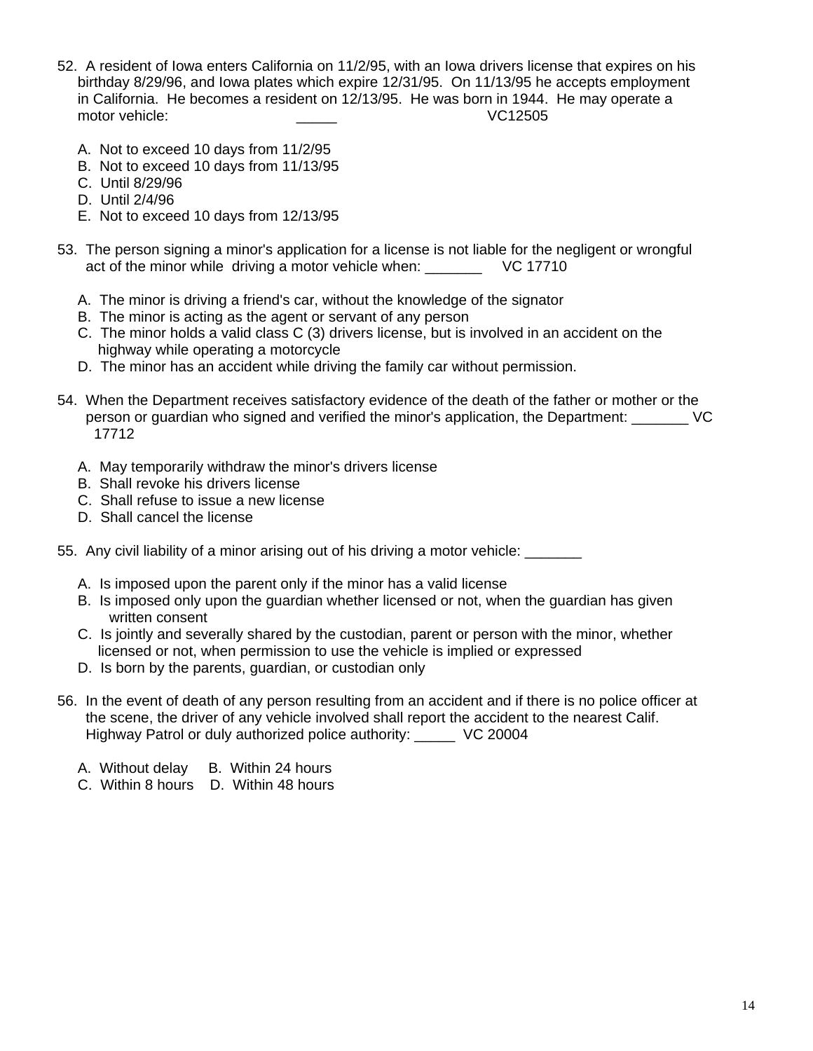52. A resident of Iowa enters California on 11/2/95, with an Iowa drivers license that expires on his birthday 8/29/96, and Iowa plates which expire 12/31/95. On 11/13/95 he accepts employment in California. He becomes a resident on 12/13/95. He was born in 1944. He may operate a motor vehicle: _____ VC12505

   A. Not to exceed 10 days from 11/2/95
   B. Not to exceed 10 days from 11/13/95
   C. Until 8/29/96
   D. Until 2/4/96
   E. Not to exceed 10 days from 12/13/95

53. The person signing a minor's application for a license is not liable for the negligent or wrongful act of the minor while driving a motor vehicle when: _______ VC 17710

   A. The minor is driving a friend's car, without the knowledge of the signator
   B. The minor is acting as the agent or servant of any person
   C. The minor holds a valid class C (3) drivers license, but is involved in an accident on the highway while operating a motorcycle
   D. The minor has an accident while driving the family car without permission.

54. When the Department receives satisfactory evidence of the death of the father or mother or the person or guardian who signed and verified the minor's application, the Department: _______ VC 17712

   A. May temporarily withdraw the minor's drivers license
   B. Shall revoke his drivers license
   C. Shall refuse to issue a new license
   D. Shall cancel the license

55. Any civil liability of a minor arising out of his driving a motor vehicle: _______

   A. Is imposed upon the parent only if the minor has a valid license
   B. Is imposed only upon the guardian whether licensed or not, when the guardian has given written consent
   C. Is jointly and severally shared by the custodian, parent or person with the minor, whether licensed or not, when permission to use the vehicle is implied or expressed
   D. Is born by the parents, guardian, or custodian only

56. In the event of death of any person resulting from an accident and if there is no police officer at the scene, the driver of any vehicle involved shall report the accident to the nearest Calif. Highway Patrol or duly authorized police authority: _____ VC 20004

   A. Without delay B. Within 24 hours
   C. Within 8 hours D. Within 48 hours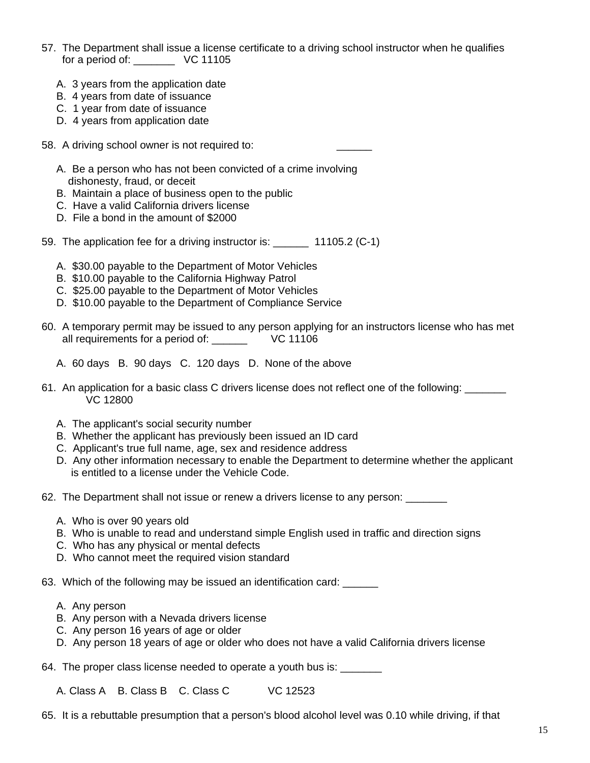57. The Department shall issue a license certificate to a driving school instructor when he qualifies for a period of: _______ VC 11105

    A. 3 years from the application date
    B. 4 years from date of issuance
    C. 1 year from date of issuance
    D. 4 years from application date

58. A driving school owner is not required to: ______

    A. Be a person who has not been convicted of a crime involving dishonesty, fraud, or deceit
    B. Maintain a place of business open to the public
    C. Have a valid California drivers license
    D. File a bond in the amount of $2000

59. The application fee for a driving instructor is: ______ 11105.2 (C-1)

    A. $30.00 payable to the Department of Motor Vehicles
    B. $10.00 payable to the California Highway Patrol
    C. $25.00 payable to the Department of Motor Vehicles
    D. $10.00 payable to the Department of Compliance Service

60. A temporary permit may be issued to any person applying for an instructors license who has met all requirements for a period of: ______ VC 11106

    A. 60 days B. 90 days C. 120 days D. None of the above

61. An application for a basic class C drivers license does not reflect one of the following: _______ VC 12800

    A. The applicant's social security number
    B. Whether the applicant has previously been issued an ID card
    C. Applicant's true full name, age, sex and residence address
    D. Any other information necessary to enable the Department to determine whether the applicant is entitled to a license under the Vehicle Code.

62. The Department shall not issue or renew a drivers license to any person: _______

    A. Who is over 90 years old
    B. Who is unable to read and understand simple English used in traffic and direction signs
    C. Who has any physical or mental defects
    D. Who cannot meet the required vision standard

63. Which of the following may be issued an identification card: ______

    A. Any person
    B. Any person with a Nevada drivers license
    C. Any person 16 years of age or older
    D. Any person 18 years of age or older who does not have a valid California drivers license

64. The proper class license needed to operate a youth bus is: _______

    A. Class A B. Class B C. Class C VC 12523

65. It is a rebuttable presumption that a person's blood alcohol level was 0.10 while driving, if that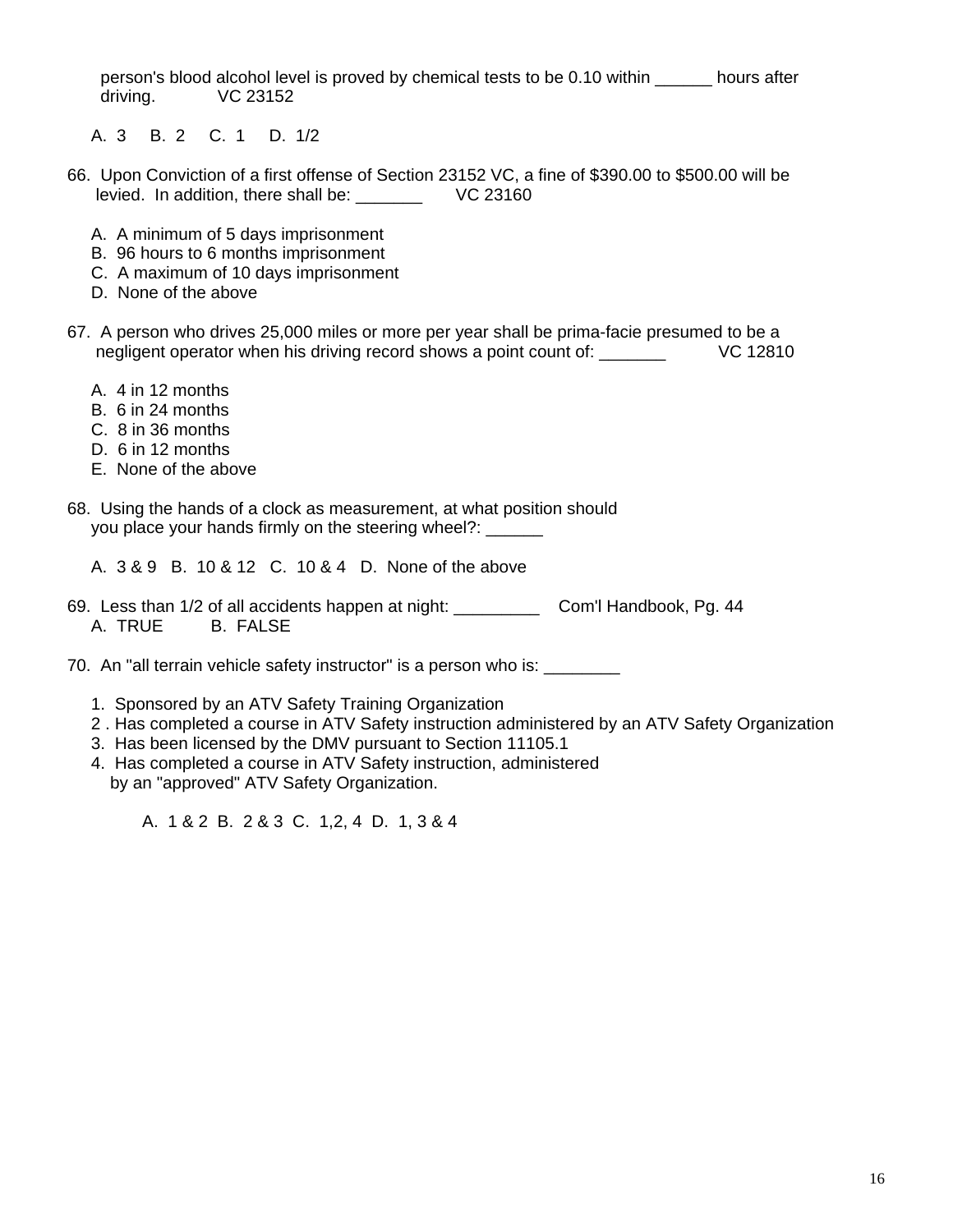person's blood alcohol level is proved by chemical tests to be 0.10 within ______ hours after driving.          VC 23152

A.  3     B.  2     C.  1     D.  1/2

66.  Upon Conviction of a first offense of Section 23152 VC, a fine of $390.00 to $500.00 will be levied.  In addition, there shall be: _______        VC 23160

A.  A minimum of 5 days imprisonment
B.  96 hours to 6 months imprisonment
C.  A maximum of 10 days imprisonment
D.  None of the above

67.  A person who drives 25,000 miles or more per year shall be prima-facie presumed to be a negligent operator when his driving record shows a point count of: _______          VC 12810

A.  4 in 12 months
B.  6 in 24 months
C.  8 in 36 months
D.  6 in 12 months
E.  None of the above

68.  Using the hands of a clock as measurement, at what position should you place your hands firmly on the steering wheel?: ______

A.  3 & 9   B.  10 & 12   C.  10 & 4   D.  None of the above

69.  Less than 1/2 of all accidents happen at night: _________    Com'l Handbook, Pg. 44

A.  TRUE        B.  FALSE

70.  An "all terrain vehicle safety instructor" is a person who is: ________

1.  Sponsored by an ATV Safety Training Organization
2 . Has completed a course in ATV Safety instruction administered by an ATV Safety Organization
3.  Has been licensed by the DMV pursuant to Section 11105.1
4.  Has completed a course in ATV Safety instruction, administered by an "approved" ATV Safety Organization.

A.  1 & 2  B.  2 & 3  C.  1,2, 4  D.  1, 3 & 4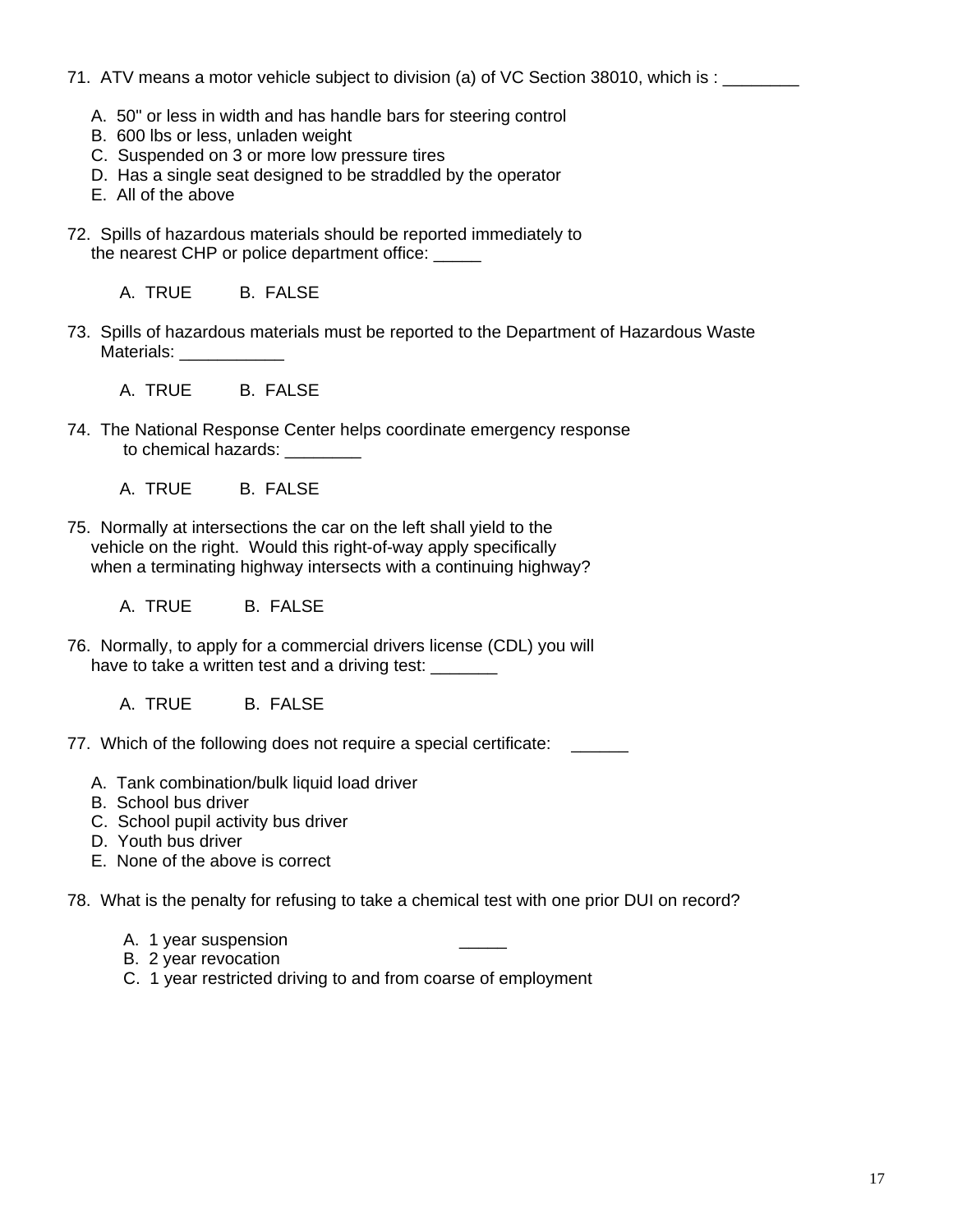71. ATV means a motor vehicle subject to division (a) of VC Section 38010, which is : ________

A. 50" or less in width and has handle bars for steering control
B. 600 lbs or less, unladen weight
C. Suspended on 3 or more low pressure tires
D. Has a single seat designed to be straddled by the operator
E. All of the above

72. Spills of hazardous materials should be reported immediately to the nearest CHP or police department office: _____

A. TRUE B. FALSE

73. Spills of hazardous materials must be reported to the Department of Hazardous Waste Materials: ___________

A. TRUE B. FALSE

74. The National Response Center helps coordinate emergency response to chemical hazards: ________

A. TRUE B. FALSE

75. Normally at intersections the car on the left shall yield to the vehicle on the right. Would this right-of-way apply specifically when a terminating highway intersects with a continuing highway?

A. TRUE B. FALSE

76. Normally, to apply for a commercial drivers license (CDL) you will have to take a written test and a driving test: _______

A. TRUE B. FALSE

77. Which of the following does not require a special certificate: ______

A. Tank combination/bulk liquid load driver
B. School bus driver
C. School pupil activity bus driver
D. Youth bus driver
E. None of the above is correct

78. What is the penalty for refusing to take a chemical test with one prior DUI on record? _____

A. 1 year suspension
B. 2 year revocation
C. 1 year restricted driving to and from coarse of employment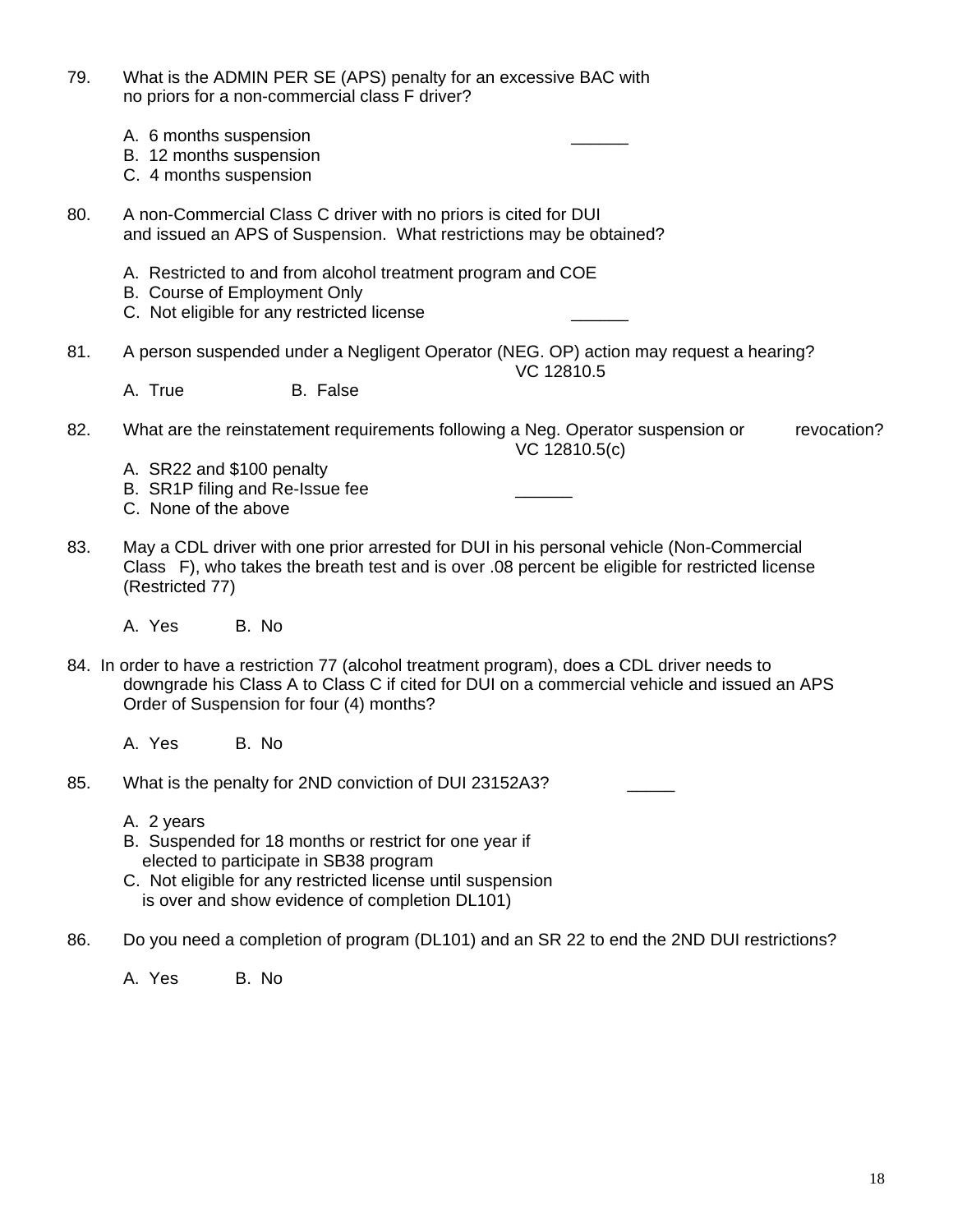79. What is the ADMIN PER SE (APS) penalty for an excessive BAC with no priors for a non-commercial class F driver?

 A. 6 months suspension ______
 B. 12 months suspension
 C. 4 months suspension

80. A non-Commercial Class C driver with no priors is cited for DUI and issued an APS of Suspension. What restrictions may be obtained?

 A. Restricted to and from alcohol treatment program and COE
 B. Course of Employment Only
 C. Not eligible for any restricted license ______

81. A person suspended under a Negligent Operator (NEG. OP) action may request a hearing? VC 12810.5

 A. True B. False

82. What are the reinstatement requirements following a Neg. Operator suspension or revocation? VC 12810.5(c)

 A. SR22 and $100 penalty
 B. SR1P filing and Re-Issue fee ______
 C. None of the above

83. May a CDL driver with one prior arrested for DUI in his personal vehicle (Non-Commercial Class F), who takes the breath test and is over .08 percent be eligible for restricted license (Restricted 77)

 A. Yes B. No

84. In order to have a restriction 77 (alcohol treatment program), does a CDL driver needs to downgrade his Class A to Class C if cited for DUI on a commercial vehicle and issued an APS Order of Suspension for four (4) months?

 A. Yes B. No

85. What is the penalty for 2ND conviction of DUI 23152A3? _____

 A. 2 years
 B. Suspended for 18 months or restrict for one year if elected to participate in SB38 program
 C. Not eligible for any restricted license until suspension is over and show evidence of completion DL101)

86. Do you need a completion of program (DL101) and an SR 22 to end the 2ND DUI restrictions?

 A. Yes B. No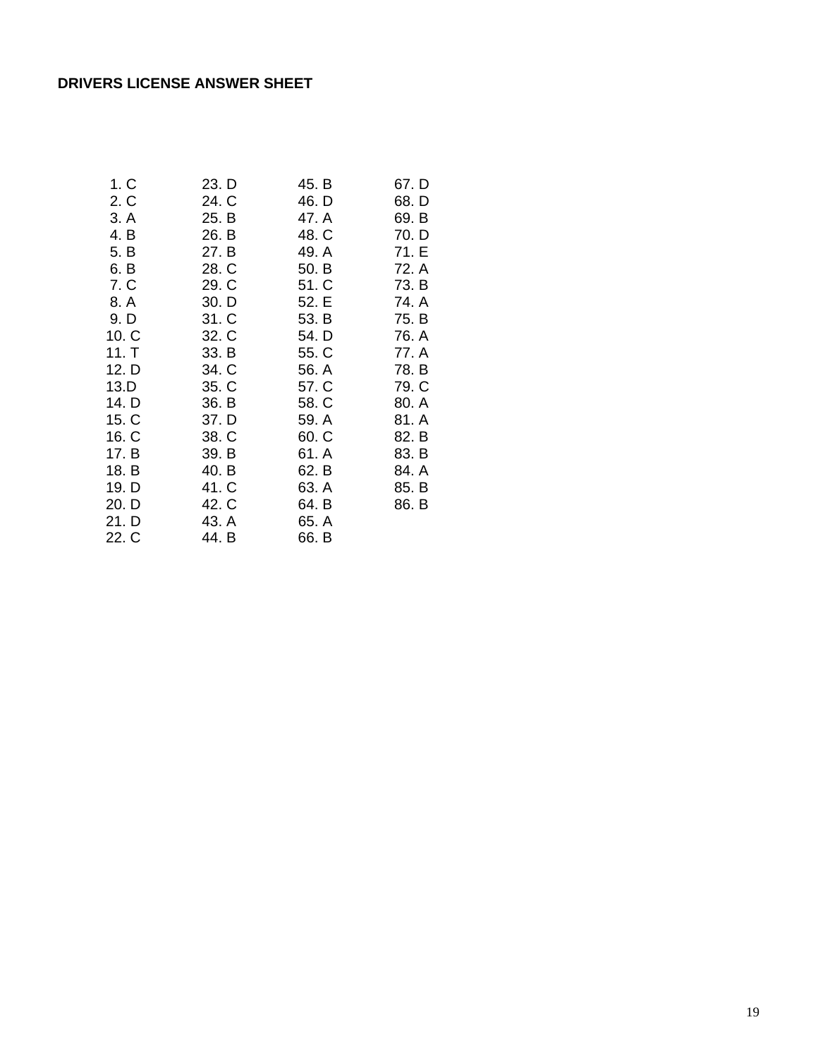**DRIVERS LICENSE ANSWER SHEET**

| | | | |
|---|---|---|---|
| 1. C | 23. D | 45. B | 67. D |
| 2. C | 24. C | 46. D | 68. D |
| 3. A | 25. B | 47. A | 69. B |
| 4. B | 26. B | 48. C | 70. D |
| 5. B | 27. B | 49. A | 71. E |
| 6. B | 28. C | 50. B | 72. A |
| 7. C | 29. C | 51. C | 73. B |
| 8. A | 30. D | 52. E | 74. A |
| 9. D | 31. C | 53. B | 75. B |
| 10. C | 32. C | 54. D | 76. A |
| 11. T | 33. B | 55. C | 77. A |
| 12. D | 34. C | 56. A | 78. B |
| 13.D | 35. C | 57. C | 79. C |
| 14. D | 36. B | 58. C | 80. A |
| 15. C | 37. D | 59. A | 81. A |
| 16. C | 38. C | 60. C | 82. B |
| 17. B | 39. B | 61. A | 83. B |
| 18. B | 40. B | 62. B | 84. A |
| 19. D | 41. C | 63. A | 85. B |
| 20. D | 42. C | 64. B | 86. B |
| 21. D | 43. A | 65. A | |
| 22. C | 44. B | 66. B | |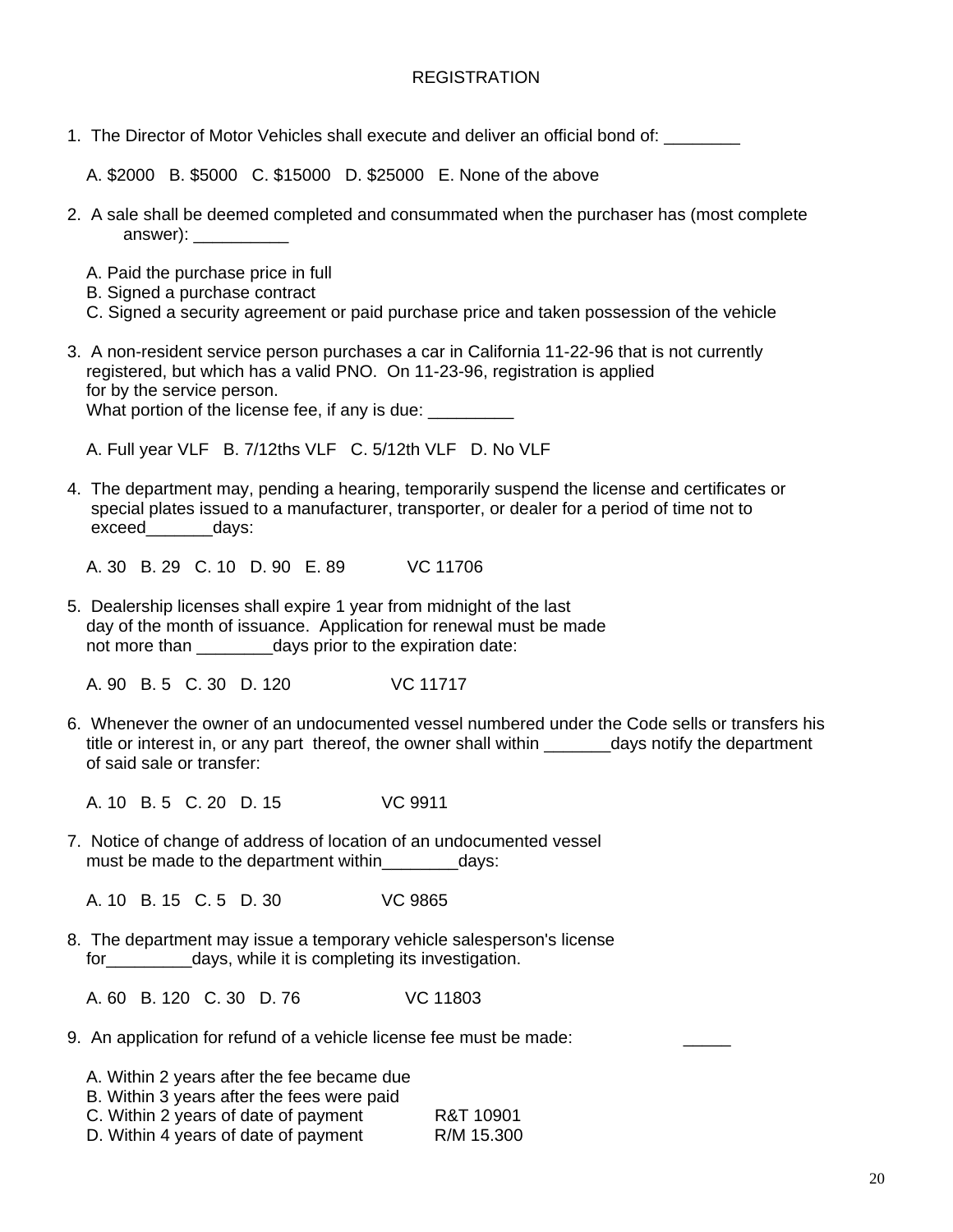# REGISTRATION

1. The Director of Motor Vehicles shall execute and deliver an official bond of: ________

   A. $2000 B. $5000 C. $15000 D. $25000 E. None of the above

2. A sale shall be deemed completed and consummated when the purchaser has (most complete answer): __________

   A. Paid the purchase price in full
   B. Signed a purchase contract
   C. Signed a security agreement or paid purchase price and taken possession of the vehicle

3. A non-resident service person purchases a car in California 11-22-96 that is not currently registered, but which has a valid PNO. On 11-23-96, registration is applied for by the service person.
   What portion of the license fee, if any is due: _________

   A. Full year VLF B. 7/12ths VLF C. 5/12th VLF D. No VLF

4. The department may, pending a hearing, temporarily suspend the license and certificates or special plates issued to a manufacturer, transporter, or dealer for a period of time not to exceed_______days:

   A. 30 B. 29 C. 10 D. 90 E. 89 VC 11706

5. Dealership licenses shall expire 1 year from midnight of the last day of the month of issuance. Application for renewal must be made not more than ________days prior to the expiration date:

   A. 90 B. 5 C. 30 D. 120 VC 11717

6. Whenever the owner of an undocumented vessel numbered under the Code sells or transfers his title or interest in, or any part thereof, the owner shall within _______days notify the department of said sale or transfer:

   A. 10 B. 5 C. 20 D. 15 VC 9911

7. Notice of change of address of location of an undocumented vessel must be made to the department within________days:

   A. 10 B. 15 C. 5 D. 30 VC 9865

8. The department may issue a temporary vehicle salesperson's license for_________days, while it is completing its investigation.

   A. 60 B. 120 C. 30 D. 76 VC 11803

9. An application for refund of a vehicle license fee must be made: _____

   A. Within 2 years after the fee became due
   B. Within 3 years after the fees were paid
   C. Within 2 years of date of payment R&T 10901
   D. Within 4 years of date of payment R/M 15.300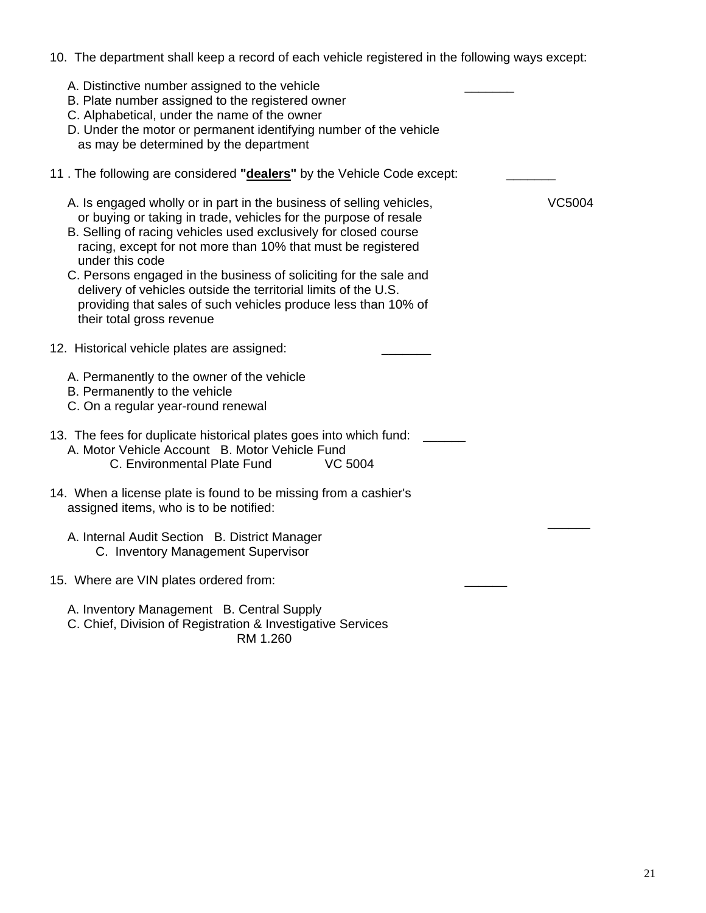10. The department shall keep a record of each vehicle registered in the following ways except:

   A. Distinctive number assigned to the vehicle _______
   B. Plate number assigned to the registered owner
   C. Alphabetical, under the name of the owner
   D. Under the motor or permanent identifying number of the vehicle as may be determined by the department

11 . The following are considered **"dealers"** by the Vehicle Code except: _______

   A. Is engaged wholly or in part in the business of selling vehicles, or buying or taking in trade, vehicles for the purpose of resale VC5004
   B. Selling of racing vehicles used exclusively for closed course racing, except for not more than 10% that must be registered under this code
   C. Persons engaged in the business of soliciting for the sale and delivery of vehicles outside the territorial limits of the U.S. providing that sales of such vehicles produce less than 10% of their total gross revenue

12. Historical vehicle plates are assigned: _______

   A. Permanently to the owner of the vehicle
   B. Permanently to the vehicle
   C. On a regular year-round renewal

13. The fees for duplicate historical plates goes into which fund: ______
   A. Motor Vehicle Account B. Motor Vehicle Fund
   C. Environmental Plate Fund VC 5004

14. When a license plate is found to be missing from a cashier's assigned items, who is to be notified: ______

   A. Internal Audit Section B. District Manager
   C. Inventory Management Supervisor

15. Where are VIN plates ordered from: ______

   A. Inventory Management B. Central Supply
   C. Chief, Division of Registration & Investigative Services
   RM 1.260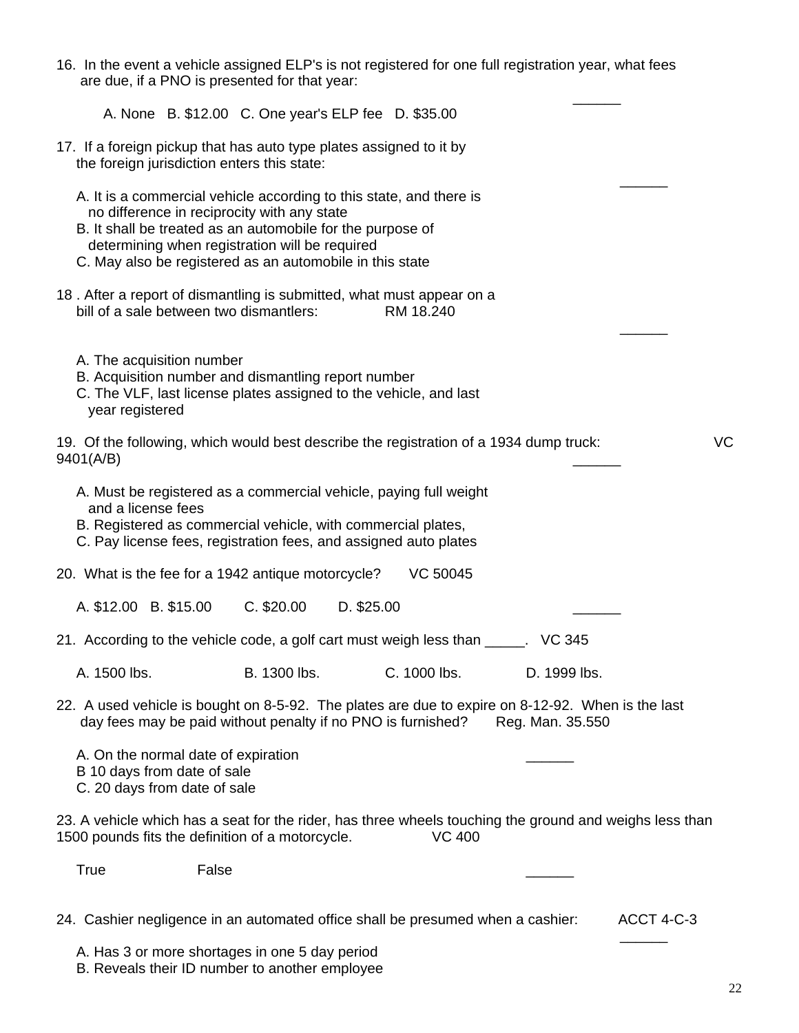16. In the event a vehicle assigned ELP's is not registered for one full registration year, what fees are due, if a PNO is presented for that year:

______

A. None   B. $12.00   C. One year's ELP fee   D. $35.00

17. If a foreign pickup that has auto type plates assigned to it by the foreign jurisdiction enters this state:

______

A. It is a commercial vehicle according to this state, and there is no difference in reciprocity with any state
B. It shall be treated as an automobile for the purpose of determining when registration will be required
C. May also be registered as an automobile in this state

18 . After a report of dismantling is submitted, what must appear on a bill of a sale between two dismantlers: RM 18.240

______

A. The acquisition number
B. Acquisition number and dismantling report number
C. The VLF, last license plates assigned to the vehicle, and last year registered

19. Of the following, which would best describe the registration of a 1934 dump truck: VC 9401(A/B)

______

A. Must be registered as a commercial vehicle, paying full weight and a license fees
B. Registered as commercial vehicle, with commercial plates,
C. Pay license fees, registration fees, and assigned auto plates

20. What is the fee for a 1942 antique motorcycle? VC 50045

A. $12.00   B. $15.00   C. $20.00   D. $25.00

______

21. According to the vehicle code, a golf cart must weigh less than _____. VC 345

A. 1500 lbs.   B. 1300 lbs.   C. 1000 lbs.   D. 1999 lbs.

22. A used vehicle is bought on 8-5-92. The plates are due to expire on 8-12-92. When is the last day fees may be paid without penalty if no PNO is furnished? Reg. Man. 35.550

A. On the normal date of expiration
B 10 days from date of sale
C. 20 days from date of sale

______

23. A vehicle which has a seat for the rider, has three wheels touching the ground and weighs less than 1500 pounds fits the definition of a motorcycle. VC 400

True   False

______

24. Cashier negligence in an automated office shall be presumed when a cashier: ACCT 4-C-3

______

A. Has 3 or more shortages in one 5 day period
B. Reveals their ID number to another employee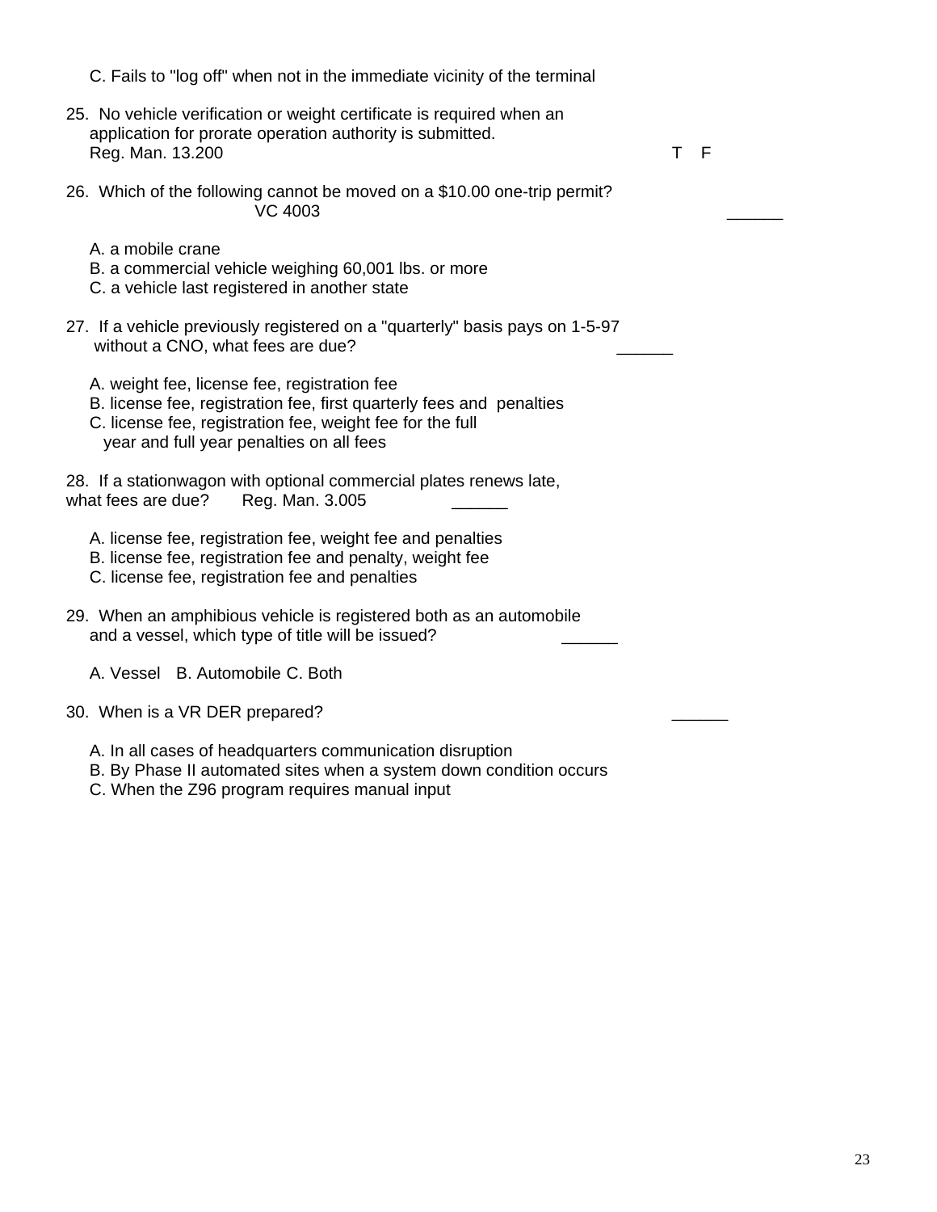C. Fails to "log off" when not in the immediate vicinity of the terminal

25. No vehicle verification or weight certificate is required when an application for prorate operation authority is submitted.
Reg. Man. 13.200 T F

26. Which of the following cannot be moved on a $10.00 one-trip permit?
VC 4003 ______

A. a mobile crane
B. a commercial vehicle weighing 60,001 lbs. or more
C. a vehicle last registered in another state

27. If a vehicle previously registered on a "quarterly" basis pays on 1-5-97 without a CNO, what fees are due? ______

A. weight fee, license fee, registration fee
B. license fee, registration fee, first quarterly fees and penalties
C. license fee, registration fee, weight fee for the full year and full year penalties on all fees

28. If a stationwagon with optional commercial plates renews late, what fees are due? Reg. Man. 3.005 ______

A. license fee, registration fee, weight fee and penalties
B. license fee, registration fee and penalty, weight fee
C. license fee, registration fee and penalties

29. When an amphibious vehicle is registered both as an automobile and a vessel, which type of title will be issued? ______

A. Vessel B. Automobile C. Both

30. When is a VR DER prepared? ______

A. In all cases of headquarters communication disruption
B. By Phase II automated sites when a system down condition occurs
C. When the Z96 program requires manual input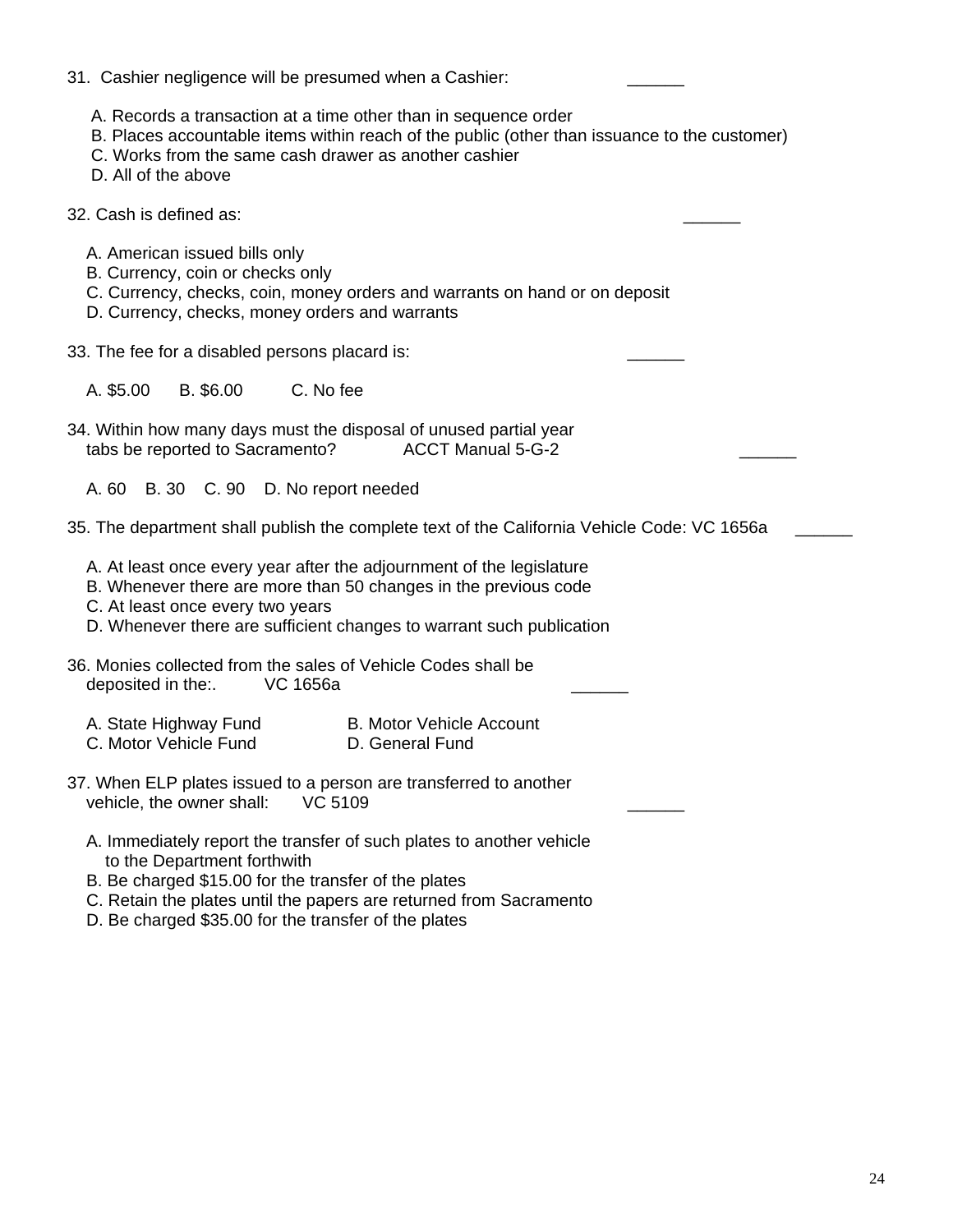31. Cashier negligence will be presumed when a Cashier: ______

A. Records a transaction at a time other than in sequence order
B. Places accountable items within reach of the public (other than issuance to the customer)
C. Works from the same cash drawer as another cashier
D. All of the above

32. Cash is defined as: ______

A. American issued bills only
B. Currency, coin or checks only
C. Currency, checks, coin, money orders and warrants on hand or on deposit
D. Currency, checks, money orders and warrants

33. The fee for a disabled persons placard is: ______

A. $5.00 B. $6.00 C. No fee

34. Within how many days must the disposal of unused partial year tabs be reported to Sacramento? ACCT Manual 5-G-2 ______

A. 60 B. 30 C. 90 D. No report needed

35. The department shall publish the complete text of the California Vehicle Code: VC 1656a ______

A. At least once every year after the adjournment of the legislature
B. Whenever there are more than 50 changes in the previous code
C. At least once every two years
D. Whenever there are sufficient changes to warrant such publication

36. Monies collected from the sales of Vehicle Codes shall be deposited in the:. VC 1656a ______

A. State Highway Fund B. Motor Vehicle Account
C. Motor Vehicle Fund D. General Fund

37. When ELP plates issued to a person are transferred to another vehicle, the owner shall: VC 5109 ______

A. Immediately report the transfer of such plates to another vehicle to the Department forthwith
B. Be charged $15.00 for the transfer of the plates
C. Retain the plates until the papers are returned from Sacramento
D. Be charged $35.00 for the transfer of the plates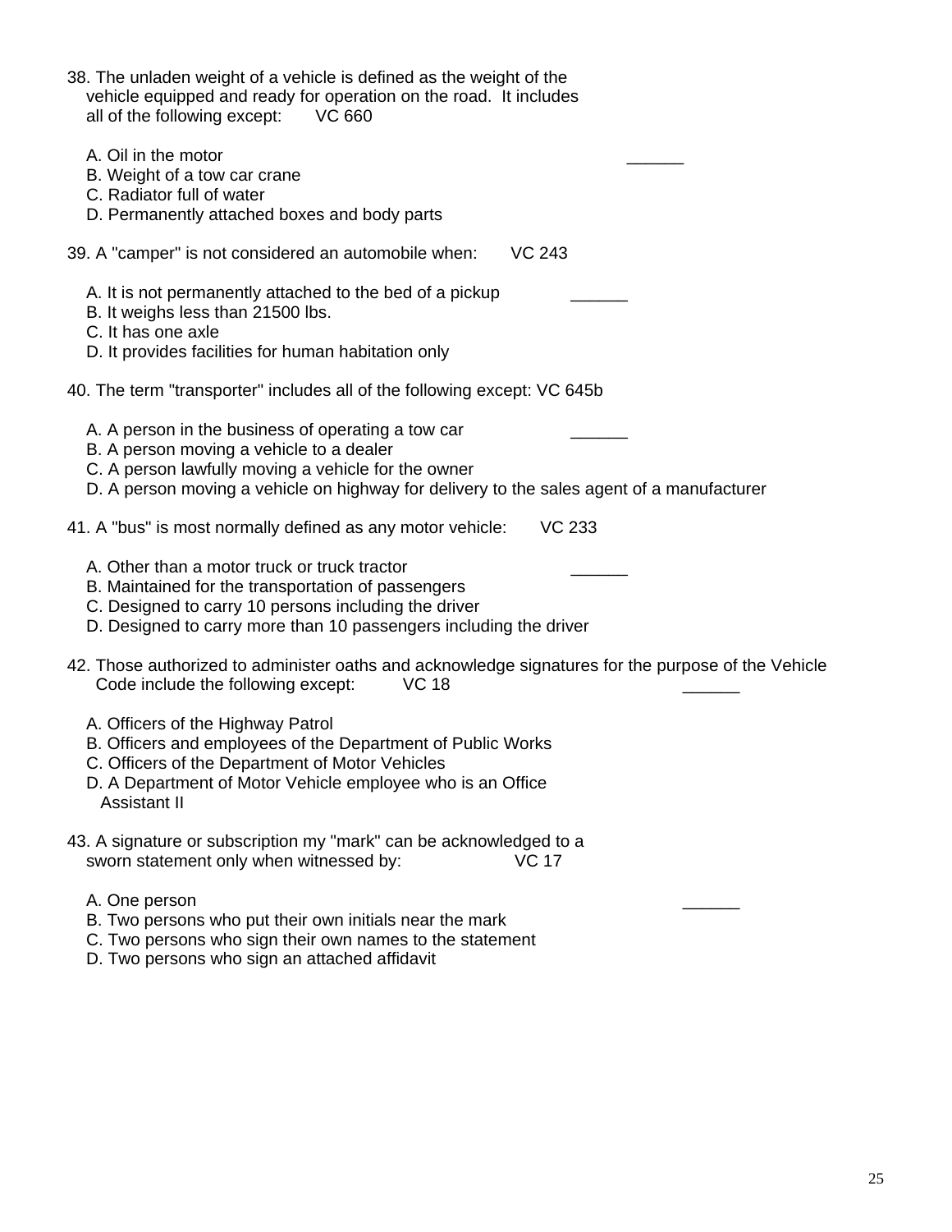38. The unladen weight of a vehicle is defined as the weight of the vehicle equipped and ready for operation on the road. It includes all of the following except: VC 660

   A. Oil in the motor ______
   B. Weight of a tow car crane
   C. Radiator full of water
   D. Permanently attached boxes and body parts

39. A "camper" is not considered an automobile when: VC 243

   A. It is not permanently attached to the bed of a pickup ______
   B. It weighs less than 21500 lbs.
   C. It has one axle
   D. It provides facilities for human habitation only

40. The term "transporter" includes all of the following except: VC 645b

   A. A person in the business of operating a tow car ______
   B. A person moving a vehicle to a dealer
   C. A person lawfully moving a vehicle for the owner
   D. A person moving a vehicle on highway for delivery to the sales agent of a manufacturer

41. A "bus" is most normally defined as any motor vehicle: VC 233

   A. Other than a motor truck or truck tractor ______
   B. Maintained for the transportation of passengers
   C. Designed to carry 10 persons including the driver
   D. Designed to carry more than 10 passengers including the driver

42. Those authorized to administer oaths and acknowledge signatures for the purpose of the Vehicle Code include the following except: VC 18 ______

   A. Officers of the Highway Patrol
   B. Officers and employees of the Department of Public Works
   C. Officers of the Department of Motor Vehicles
   D. A Department of Motor Vehicle employee who is an Office Assistant II

43. A signature or subscription my "mark" can be acknowledged to a sworn statement only when witnessed by: VC 17

   A. One person ______
   B. Two persons who put their own initials near the mark
   C. Two persons who sign their own names to the statement
   D. Two persons who sign an attached affidavit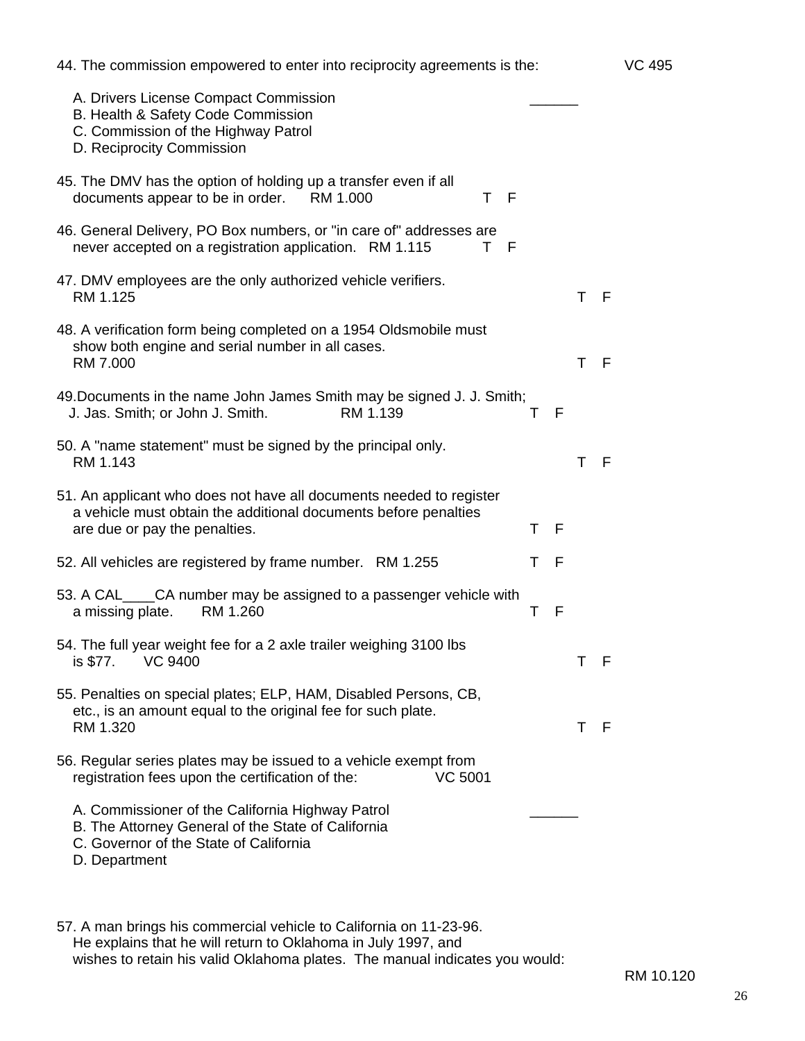44. The commission empowered to enter into reciprocity agreements is the: VC 495

A. Drivers License Compact Commission ______
B. Health & Safety Code Commission
C. Commission of the Highway Patrol
D. Reciprocity Commission

45. The DMV has the option of holding up a transfer even if all documents appear to be in order. RM 1.000 T F

46. General Delivery, PO Box numbers, or "in care of" addresses are never accepted on a registration application. RM 1.115 T F

47. DMV employees are the only authorized vehicle verifiers. RM 1.125 T F

48. A verification form being completed on a 1954 Oldsmobile must show both engine and serial number in all cases. RM 7.000 T F

49. Documents in the name John James Smith may be signed J. J. Smith; J. Jas. Smith; or John J. Smith. RM 1.139 T F

50. A "name statement" must be signed by the principal only. RM 1.143 T F

51. An applicant who does not have all documents needed to register a vehicle must obtain the additional documents before penalties are due or pay the penalties. T F

52. All vehicles are registered by frame number. RM 1.255 T F

53. A CAL____CA number may be assigned to a passenger vehicle with a missing plate. RM 1.260 T F

54. The full year weight fee for a 2 axle trailer weighing 3100 lbs is $77. VC 9400 T F

55. Penalties on special plates; ELP, HAM, Disabled Persons, CB, etc., is an amount equal to the original fee for such plate. RM 1.320 T F

56. Regular series plates may be issued to a vehicle exempt from registration fees upon the certification of the: VC 5001

A. Commissioner of the California Highway Patrol ______
B. The Attorney General of the State of California
C. Governor of the State of California
D. Department

57. A man brings his commercial vehicle to California on 11-23-96. He explains that he will return to Oklahoma in July 1997, and wishes to retain his valid Oklahoma plates. The manual indicates you would: RM 10.120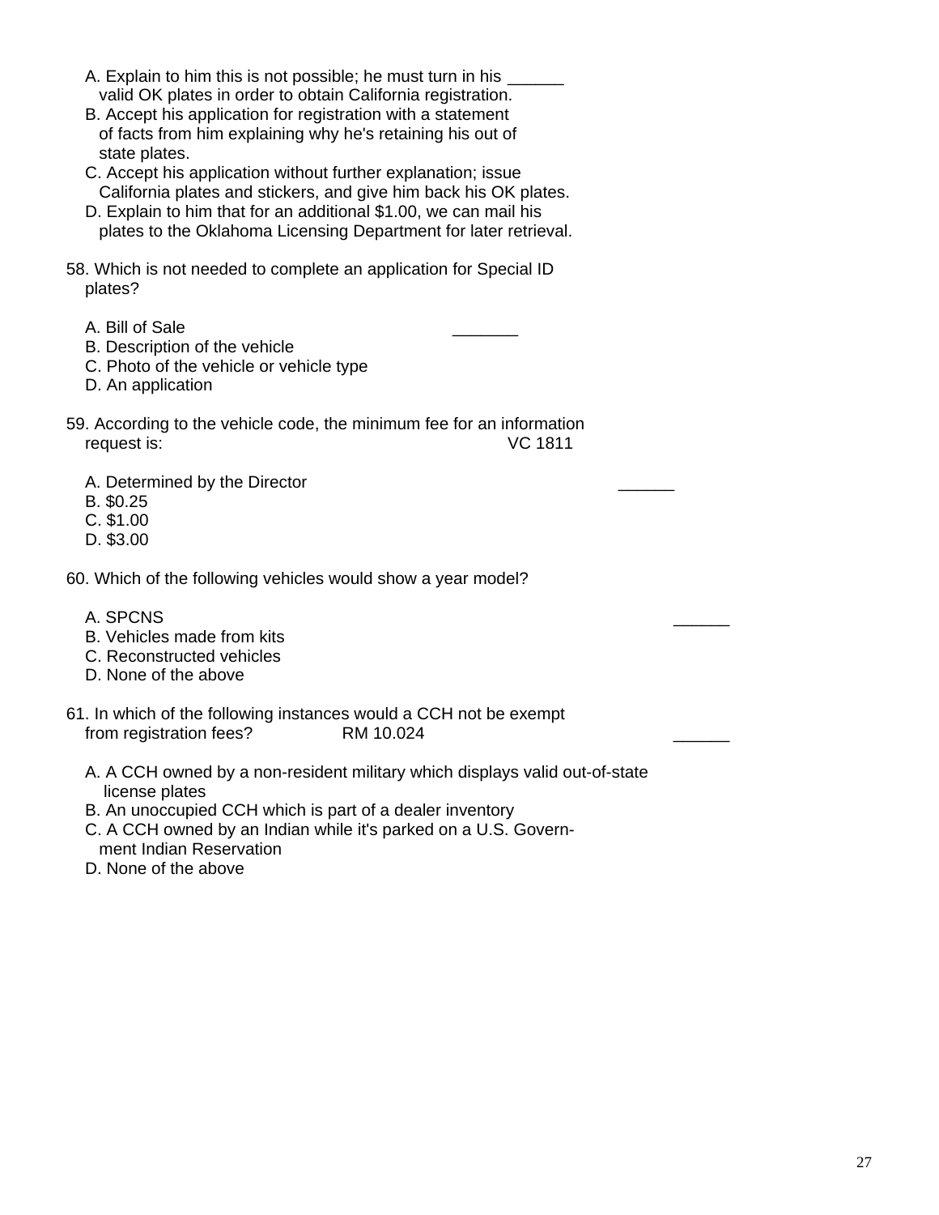A. Explain to him this is not possible; he must turn in his ______ valid OK plates in order to obtain California registration.
B. Accept his application for registration with a statement of facts from him explaining why he's retaining his out of state plates.
C. Accept his application without further explanation; issue California plates and stickers, and give him back his OK plates.
D. Explain to him that for an additional $1.00, we can mail his plates to the Oklahoma Licensing Department for later retrieval.

58. Which is not needed to complete an application for Special ID plates?

A. Bill of Sale _______
B. Description of the vehicle
C. Photo of the vehicle or vehicle type
D. An application

59. According to the vehicle code, the minimum fee for an information request is: VC 1811

A. Determined by the Director ______
B. $0.25
C. $1.00
D. $3.00

60. Which of the following vehicles would show a year model?

A. SPCNS ______
B. Vehicles made from kits
C. Reconstructed vehicles
D. None of the above

61. In which of the following instances would a CCH not be exempt from registration fees? RM 10.024 ______

A. A CCH owned by a non-resident military which displays valid out-of-state license plates
B. An unoccupied CCH which is part of a dealer inventory
C. A CCH owned by an Indian while it's parked on a U.S. Government Indian Reservation
D. None of the above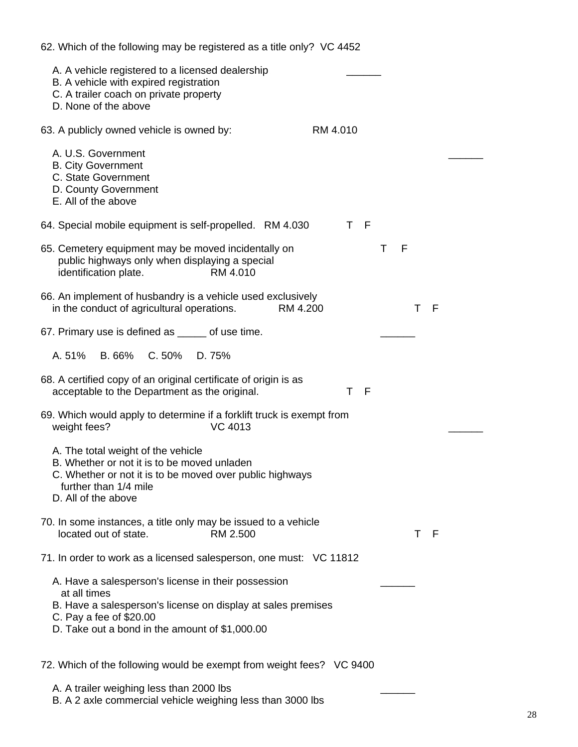62. Which of the following may be registered as a title only? VC 4452

A. A vehicle registered to a licensed dealership ______
B. A vehicle with expired registration
C. A trailer coach on private property
D. None of the above

63. A publicly owned vehicle is owned by: RM 4.010

A. U.S. Government ______
B. City Government
C. State Government
D. County Government
E. All of the above

64. Special mobile equipment is self-propelled. RM 4.030 T F

65. Cemetery equipment may be moved incidentally on public highways only when displaying a special identification plate. RM 4.010 T F

66. An implement of husbandry is a vehicle used exclusively in the conduct of agricultural operations. RM 4.200 T F

67. Primary use is defined as _____ of use time. ______

A. 51% B. 66% C. 50% D. 75%

68. A certified copy of an original certificate of origin is as acceptable to the Department as the original. T F

69. Which would apply to determine if a forklift truck is exempt from weight fees? VC 4013 ______

A. The total weight of the vehicle
B. Whether or not it is to be moved unladen
C. Whether or not it is to be moved over public highways further than 1/4 mile
D. All of the above

70. In some instances, a title only may be issued to a vehicle located out of state. RM 2.500 T F

71. In order to work as a licensed salesperson, one must: VC 11812

A. Have a salesperson's license in their possession at all times ______
B. Have a salesperson's license on display at sales premises
C. Pay a fee of $20.00
D. Take out a bond in the amount of $1,000.00

72. Which of the following would be exempt from weight fees? VC 9400

A. A trailer weighing less than 2000 lbs ______
B. A 2 axle commercial vehicle weighing less than 3000 lbs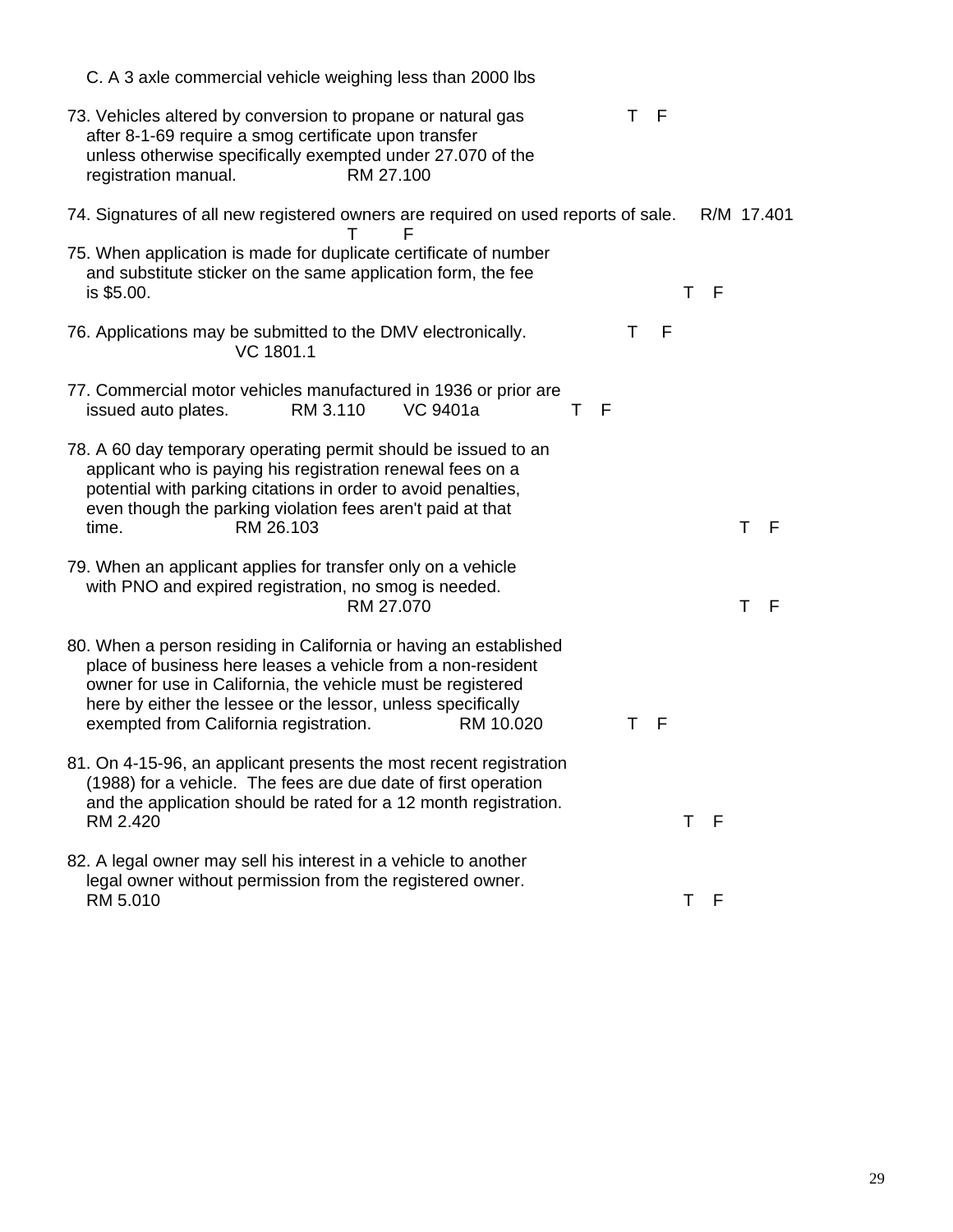C. A 3 axle commercial vehicle weighing less than 2000 lbs

73. Vehicles altered by conversion to propane or natural gas after 8-1-69 require a smog certificate upon transfer unless otherwise specifically exempted under 27.070 of the registration manual. RM 27.100 T F

74. Signatures of all new registered owners are required on used reports of sale. R/M 17.401 T F

75. When application is made for duplicate certificate of number and substitute sticker on the same application form, the fee is $5.00. T F

76. Applications may be submitted to the DMV electronically. VC 1801.1 T F

77. Commercial motor vehicles manufactured in 1936 or prior are issued auto plates. RM 3.110 VC 9401a T F

78. A 60 day temporary operating permit should be issued to an applicant who is paying his registration renewal fees on a potential with parking citations in order to avoid penalties, even though the parking violation fees aren't paid at that time. RM 26.103 T F

79. When an applicant applies for transfer only on a vehicle with PNO and expired registration, no smog is needed. RM 27.070 T F

80. When a person residing in California or having an established place of business here leases a vehicle from a non-resident owner for use in California, the vehicle must be registered here by either the lessee or the lessor, unless specifically exempted from California registration. RM 10.020 T F

81. On 4-15-96, an applicant presents the most recent registration (1988) for a vehicle. The fees are due date of first operation and the application should be rated for a 12 month registration. RM 2.420 T F

82. A legal owner may sell his interest in a vehicle to another legal owner without permission from the registered owner. RM 5.010 T F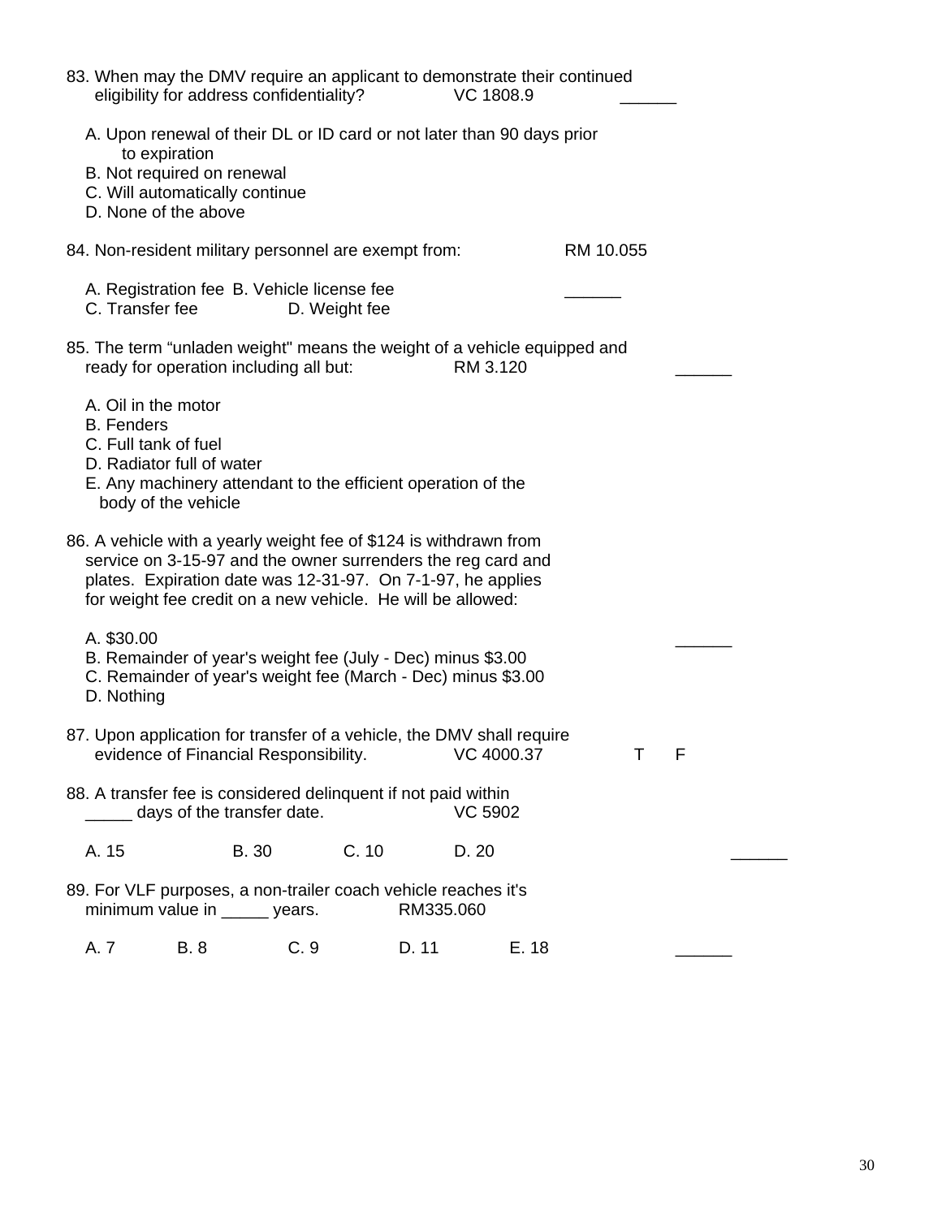83. When may the DMV require an applicant to demonstrate their continued eligibility for address confidentiality? VC 1808.9 ______

A. Upon renewal of their DL or ID card or not later than 90 days prior to expiration
B. Not required on renewal
C. Will automatically continue
D. None of the above

84. Non-resident military personnel are exempt from: RM 10.055

A. Registration fee B. Vehicle license fee ______
C. Transfer fee D. Weight fee

85. The term "unladen weight" means the weight of a vehicle equipped and ready for operation including all but: RM 3.120 ______

A. Oil in the motor
B. Fenders
C. Full tank of fuel
D. Radiator full of water
E. Any machinery attendant to the efficient operation of the body of the vehicle

86. A vehicle with a yearly weight fee of $124 is withdrawn from service on 3-15-97 and the owner surrenders the reg card and plates. Expiration date was 12-31-97. On 7-1-97, he applies for weight fee credit on a new vehicle. He will be allowed:

A. $30.00 ______
B. Remainder of year's weight fee (July - Dec) minus $3.00
C. Remainder of year's weight fee (March - Dec) minus $3.00
D. Nothing

87. Upon application for transfer of a vehicle, the DMV shall require evidence of Financial Responsibility. VC 4000.37 T F

88. A transfer fee is considered delinquent if not paid within _____ days of the transfer date. VC 5902

A. 15 B. 30 C. 10 D. 20 ______

89. For VLF purposes, a non-trailer coach vehicle reaches it's minimum value in _____ years. RM335.060

A. 7 B. 8 C. 9 D. 11 E. 18 ______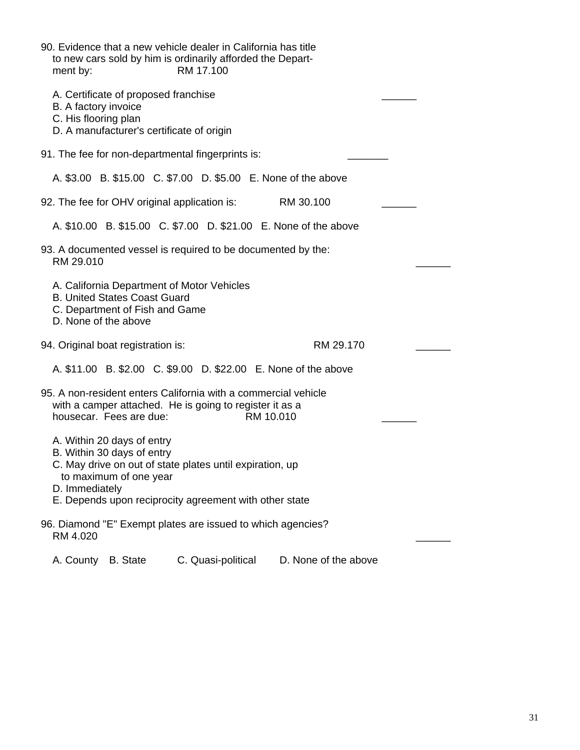90. Evidence that a new vehicle dealer in California has title to new cars sold by him is ordinarily afforded the Department by: RM 17.100 ______

A. Certificate of proposed franchise
B. A factory invoice
C. His flooring plan
D. A manufacturer's certificate of origin

91. The fee for non-departmental fingerprints is: _______

A. $3.00 B. $15.00 C. $7.00 D. $5.00 E. None of the above

92. The fee for OHV original application is: RM 30.100 ______

A. $10.00 B. $15.00 C. $7.00 D. $21.00 E. None of the above

93. A documented vessel is required to be documented by the: RM 29.010 ______

A. California Department of Motor Vehicles
B. United States Coast Guard
C. Department of Fish and Game
D. None of the above

94. Original boat registration is: RM 29.170 ______

A. $11.00 B. $2.00 C. $9.00 D. $22.00 E. None of the above

95. A non-resident enters California with a commercial vehicle with a camper attached. He is going to register it as a housecar. Fees are due: RM 10.010 ______

A. Within 20 days of entry
B. Within 30 days of entry
C. May drive on out of state plates until expiration, up to maximum of one year
D. Immediately
E. Depends upon reciprocity agreement with other state

96. Diamond "E" Exempt plates are issued to which agencies? RM 4.020 ______

A. County B. State C. Quasi-political D. None of the above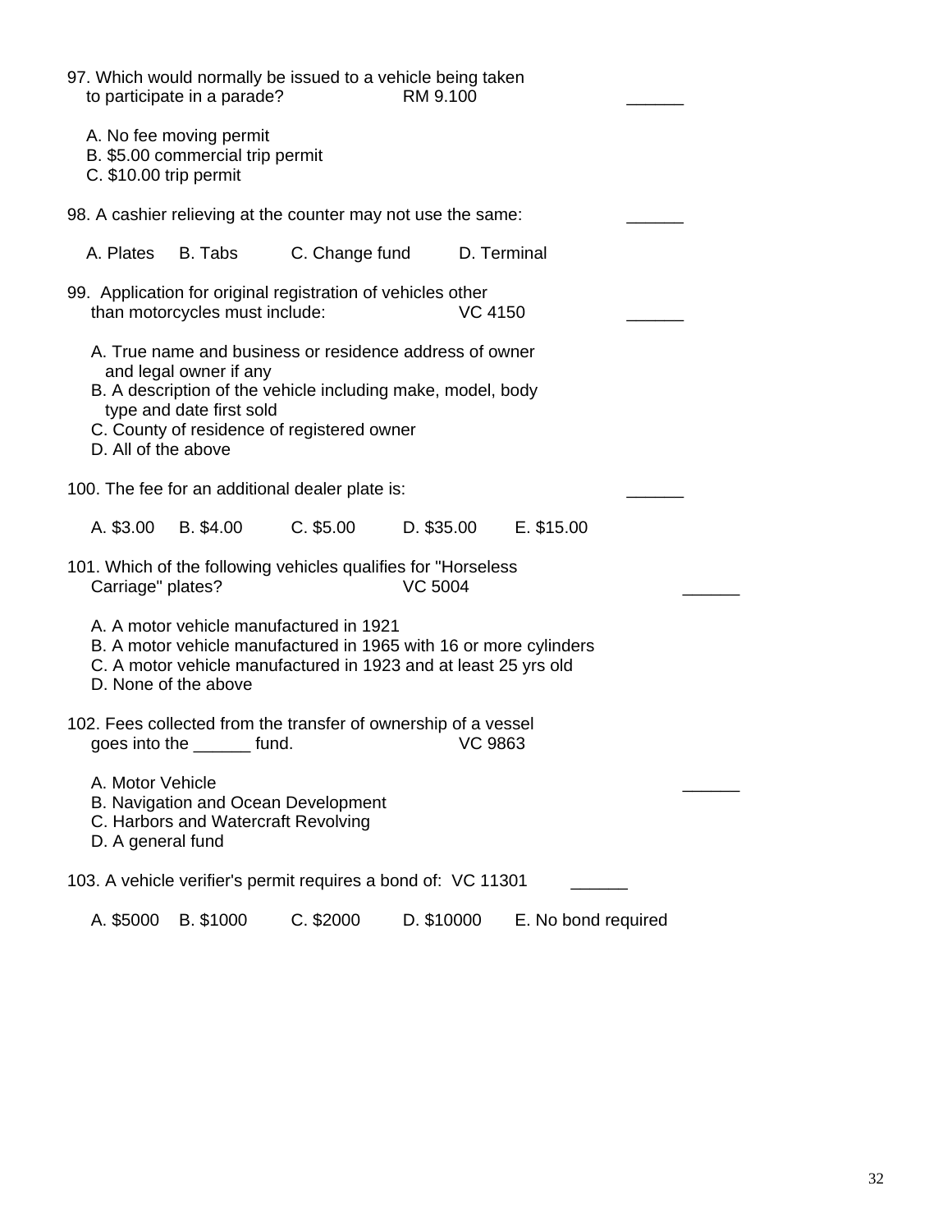97. Which would normally be issued to a vehicle being taken to participate in a parade? RM 9.100 ______

A. No fee moving permit
B. $5.00 commercial trip permit
C. $10.00 trip permit

98. A cashier relieving at the counter may not use the same: ______

A. Plates B. Tabs C. Change fund D. Terminal

99. Application for original registration of vehicles other than motorcycles must include: VC 4150 ______

A. True name and business or residence address of owner and legal owner if any
B. A description of the vehicle including make, model, body type and date first sold
C. County of residence of registered owner
D. All of the above

100. The fee for an additional dealer plate is: ______

A. $3.00 B. $4.00 C. $5.00 D. $35.00 E. $15.00

101. Which of the following vehicles qualifies for "Horseless Carriage" plates? VC 5004 ______

A. A motor vehicle manufactured in 1921
B. A motor vehicle manufactured in 1965 with 16 or more cylinders
C. A motor vehicle manufactured in 1923 and at least 25 yrs old
D. None of the above

102. Fees collected from the transfer of ownership of a vessel goes into the ______ fund. VC 9863

A. Motor Vehicle ______
B. Navigation and Ocean Development
C. Harbors and Watercraft Revolving
D. A general fund

103. A vehicle verifier's permit requires a bond of: VC 11301 ______

A. $5000 B. $1000 C. $2000 D. $10000 E. No bond required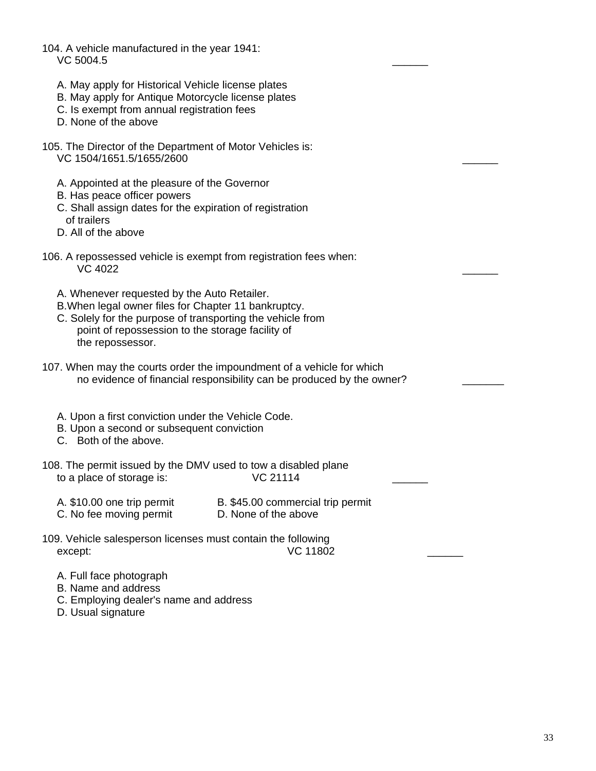104. A vehicle manufactured in the year 1941:
VC 5004.5 ______

A. May apply for Historical Vehicle license plates
B. May apply for Antique Motorcycle license plates
C. Is exempt from annual registration fees
D. None of the above

105. The Director of the Department of Motor Vehicles is:
VC 1504/1651.5/1655/2600 ______

A. Appointed at the pleasure of the Governor
B. Has peace officer powers
C. Shall assign dates for the expiration of registration of trailers
D. All of the above

106. A repossessed vehicle is exempt from registration fees when:
VC 4022 ______

A. Whenever requested by the Auto Retailer.
B.When legal owner files for Chapter 11 bankruptcy.
C. Solely for the purpose of transporting the vehicle from point of repossession to the storage facility of the repossessor.

107. When may the courts order the impoundment of a vehicle for which no evidence of financial responsibility can be produced by the owner? _______

A. Upon a first conviction under the Vehicle Code.
B. Upon a second or subsequent conviction
C. Both of the above.

108. The permit issued by the DMV used to tow a disabled plane to a place of storage is: VC 21114 ______

A. $10.00 one trip permit
B. $45.00 commercial trip permit
C. No fee moving permit
D. None of the above

109. Vehicle salesperson licenses must contain the following except: VC 11802 ______

A. Full face photograph
B. Name and address
C. Employing dealer's name and address
D. Usual signature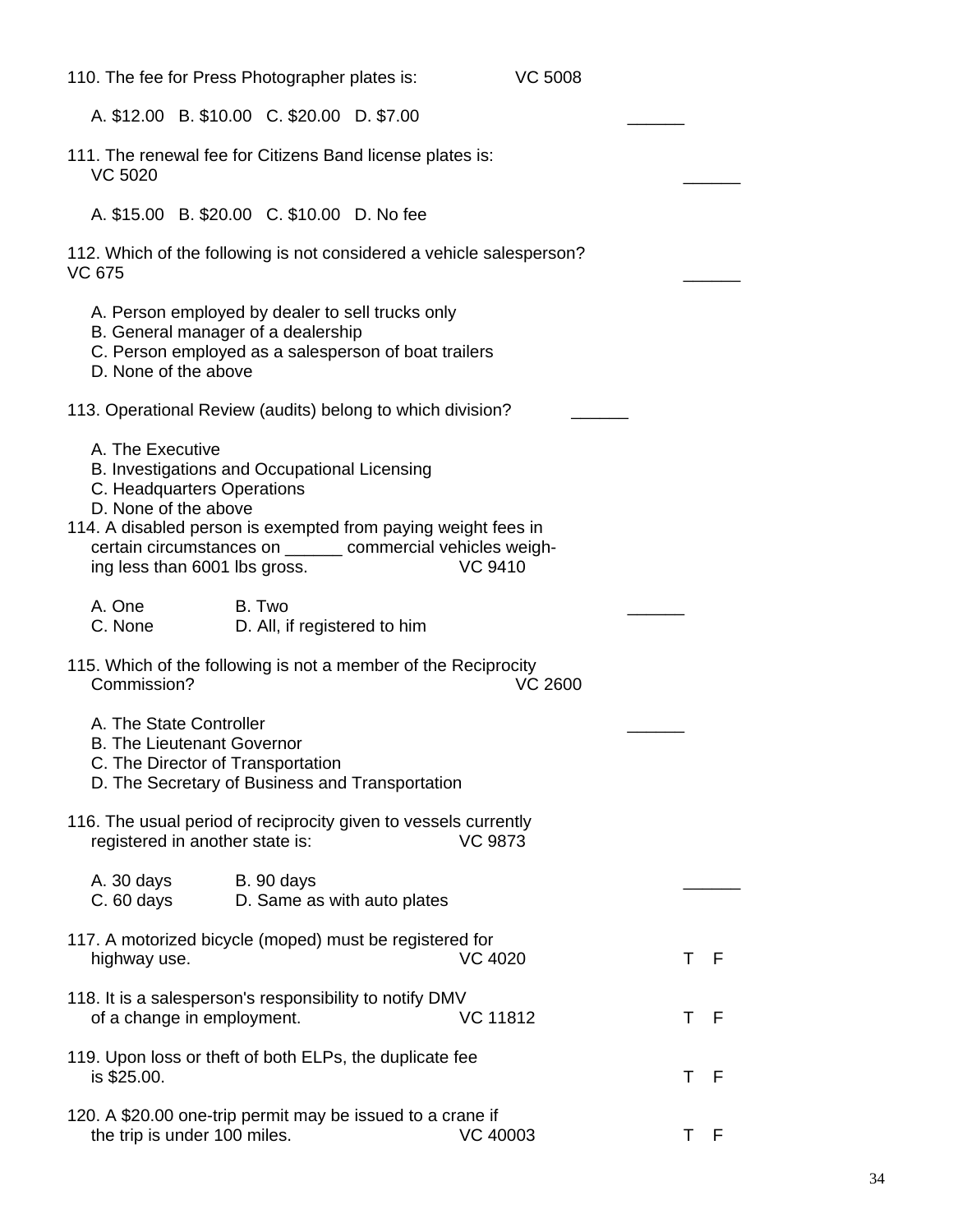110. The fee for Press Photographer plates is: VC 5008

A. $12.00 B. $10.00 C. $20.00 D. $7.00 ______

111. The renewal fee for Citizens Band license plates is: VC 5020 ______

A. $15.00 B. $20.00 C. $10.00 D. No fee

112. Which of the following is not considered a vehicle salesperson? VC 675 ______

A. Person employed by dealer to sell trucks only
B. General manager of a dealership
C. Person employed as a salesperson of boat trailers
D. None of the above

113. Operational Review (audits) belong to which division? ______

A. The Executive
B. Investigations and Occupational Licensing
C. Headquarters Operations
D. None of the above

114. A disabled person is exempted from paying weight fees in certain circumstances on ______ commercial vehicles weighing less than 6001 lbs gross. VC 9410

A. One B. Two ______
C. None D. All, if registered to him

115. Which of the following is not a member of the Reciprocity Commission? VC 2600

A. The State Controller ______
B. The Lieutenant Governor
C. The Director of Transportation
D. The Secretary of Business and Transportation

116. The usual period of reciprocity given to vessels currently registered in another state is: VC 9873

A. 30 days B. 90 days ______
C. 60 days D. Same as with auto plates

117. A motorized bicycle (moped) must be registered for highway use. VC 4020 T F

118. It is a salesperson's responsibility to notify DMV of a change in employment. VC 11812 T F

119. Upon loss or theft of both ELPs, the duplicate fee is $25.00. T F

120. A $20.00 one-trip permit may be issued to a crane if the trip is under 100 miles. VC 40003 T F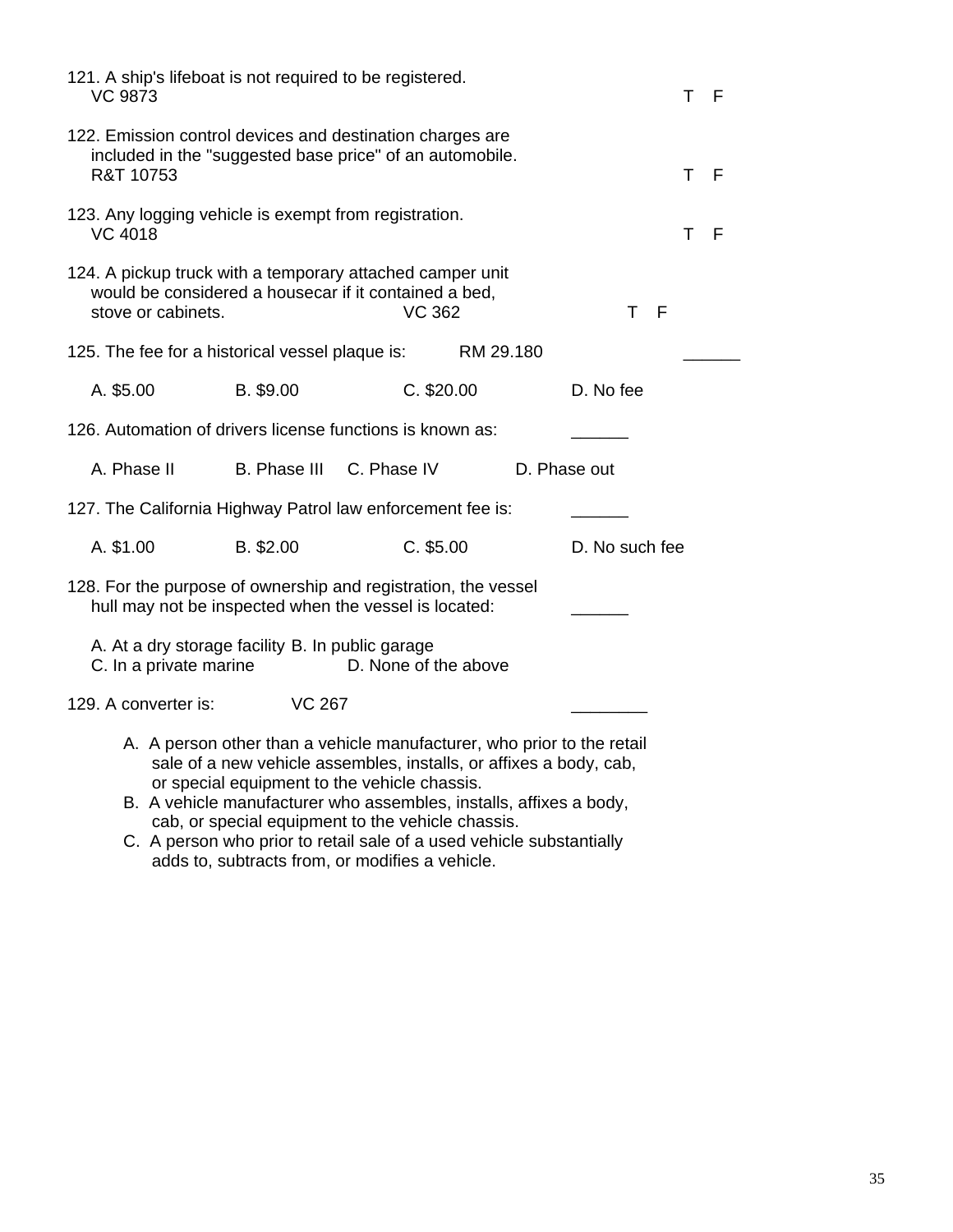121. A ship's lifeboat is not required to be registered.
VC 9873 T F

122. Emission control devices and destination charges are included in the "suggested base price" of an automobile.
R&T 10753 T F

123. Any logging vehicle is exempt from registration.
VC 4018 T F

124. A pickup truck with a temporary attached camper unit would be considered a housecar if it contained a bed, stove or cabinets. VC 362 T F

125. The fee for a historical vessel plaque is: RM 29.180 ______

A. $5.00 B. $9.00 C. $20.00 D. No fee

126. Automation of drivers license functions is known as: ______

A. Phase II B. Phase III C. Phase IV D. Phase out

127. The California Highway Patrol law enforcement fee is: ______

A. $1.00 B. $2.00 C. $5.00 D. No such fee

128. For the purpose of ownership and registration, the vessel hull may not be inspected when the vessel is located: ______

A. At a dry storage facility B. In public garage
C. In a private marine D. None of the above

129. A converter is: VC 267 ________

A. A person other than a vehicle manufacturer, who prior to the retail sale of a new vehicle assembles, installs, or affixes a body, cab, or special equipment to the vehicle chassis.
B. A vehicle manufacturer who assembles, installs, affixes a body, cab, or special equipment to the vehicle chassis.
C. A person who prior to retail sale of a used vehicle substantially adds to, subtracts from, or modifies a vehicle.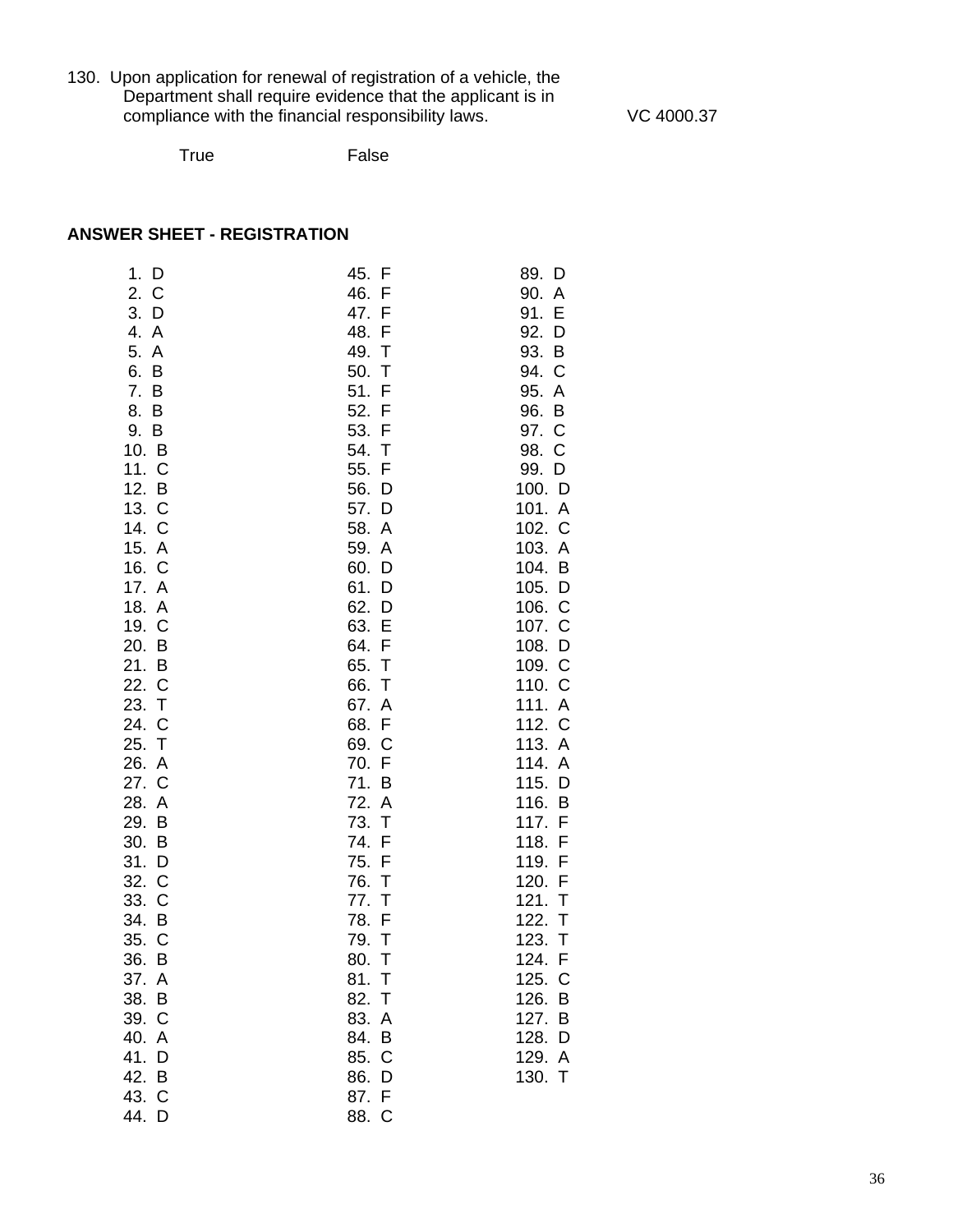130. Upon application for renewal of registration of a vehicle, the Department shall require evidence that the applicant is in compliance with the financial responsibility laws. VC 4000.37

True False

**ANSWER SHEET - REGISTRATION**

| | | |
|---|---|---|
| 1. D | 45. F | 89. D |
| 2. C | 46. F | 90. A |
| 3. D | 47. F | 91. E |
| 4. A | 48. F | 92. D |
| 5. A | 49. T | 93. B |
| 6. B | 50. T | 94. C |
| 7. B | 51. F | 95. A |
| 8. B | 52. F | 96. B |
| 9. B | 53. F | 97. C |
| 10. B | 54. T | 98. C |
| 11. C | 55. F | 99. D |
| 12. B | 56. D | 100. D |
| 13. C | 57. D | 101. A |
| 14. C | 58. A | 102. C |
| 15. A | 59. A | 103. A |
| 16. C | 60. D | 104. B |
| 17. A | 61. D | 105. D |
| 18. A | 62. D | 106. C |
| 19. C | 63. E | 107. C |
| 20. B | 64. F | 108. D |
| 21. B | 65. T | 109. C |
| 22. C | 66. T | 110. C |
| 23. T | 67. A | 111. A |
| 24. C | 68. F | 112. C |
| 25. T | 69. C | 113. A |
| 26. A | 70. F | 114. A |
| 27. C | 71. B | 115. D |
| 28. A | 72. A | 116. B |
| 29. B | 73. T | 117. F |
| 30. B | 74. F | 118. F |
| 31. D | 75. F | 119. F |
| 32. C | 76. T | 120. F |
| 33. C | 77. T | 121. T |
| 34. B | 78. F | 122. T |
| 35. C | 79. T | 123. T |
| 36. B | 80. T | 124. F |
| 37. A | 81. T | 125. C |
| 38. B | 82. T | 126. B |
| 39. C | 83. A | 127. B |
| 40. A | 84. B | 128. D |
| 41. D | 85. C | 129. A |
| 42. B | 86. D | 130. T |
| 43. C | 87. F | |
| 44. D | 88. C | |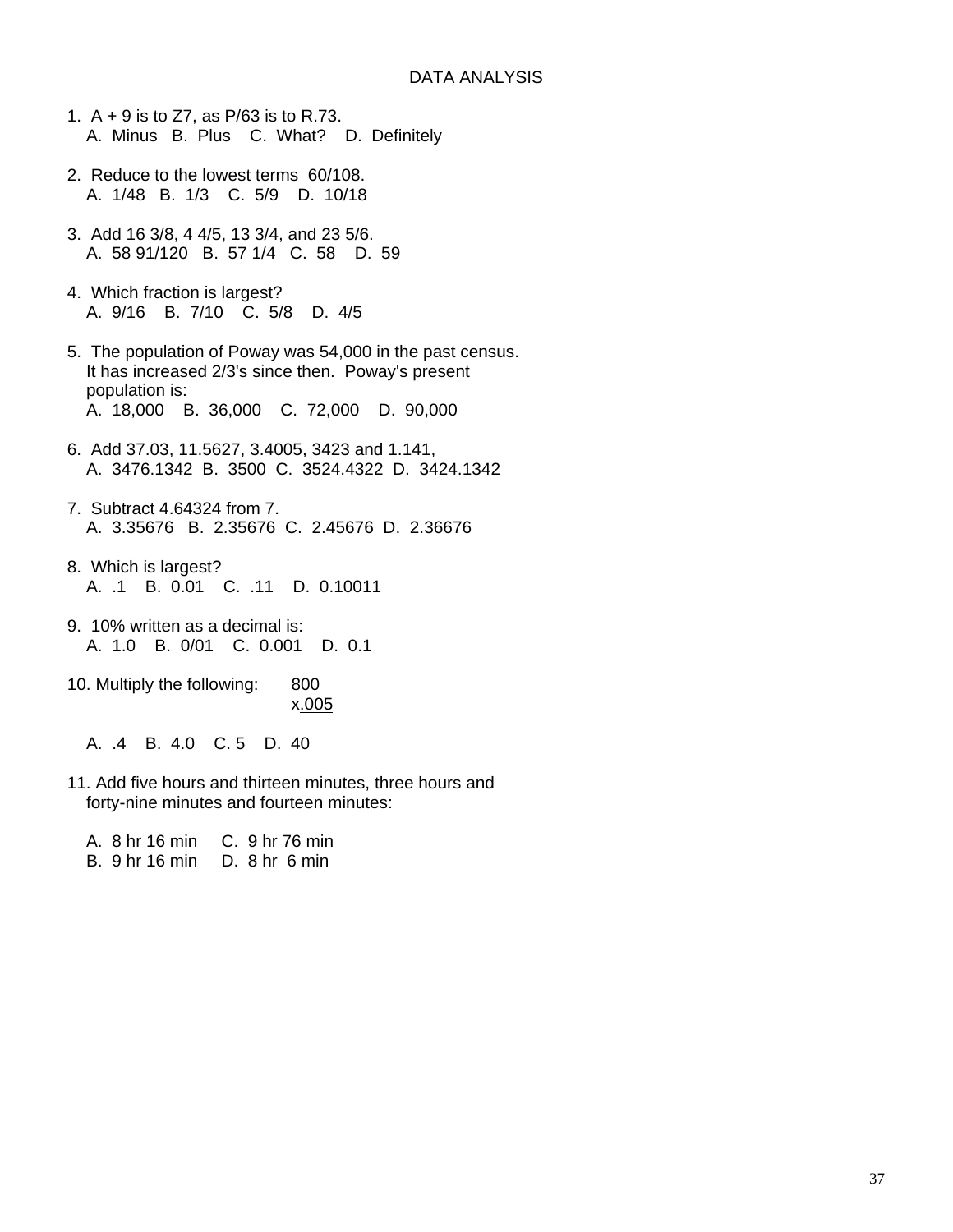# DATA ANALYSIS

1. A + 9 is to Z7, as P/63 is to R.73.
   A. Minus B. Plus C. What? D. Definitely

2. Reduce to the lowest terms 60/108.
   A. 1/48 B. 1/3 C. 5/9 D. 10/18

3. Add 16 3/8, 4 4/5, 13 3/4, and 23 5/6.
   A. 58 91/120 B. 57 1/4 C. 58 D. 59

4. Which fraction is largest?
   A. 9/16 B. 7/10 C. 5/8 D. 4/5

5. The population of Poway was 54,000 in the past census. It has increased 2/3's since then. Poway's present population is:
   A. 18,000 B. 36,000 C. 72,000 D. 90,000

6. Add 37.03, 11.5627, 3.4005, 3423 and 1.141,
   A. 3476.1342 B. 3500 C. 3524.4322 D. 3424.1342

7. Subtract 4.64324 from 7.
   A. 3.35676 B. 2.35676 C. 2.45676 D. 2.36676

8. Which is largest?
   A. .1 B. 0.01 C. .11 D. 0.10011

9. 10% written as a decimal is:
   A. 1.0 B. 0/01 C. 0.001 D. 0.1

10. Multiply the following:

$$\begin{array}{r} 800 \\ \underline{\times .005} \end{array}$$

   A. .4 B. 4.0 C. 5 D. 40

11. Add five hours and thirteen minutes, three hours and forty-nine minutes and fourteen minutes:

   A. 8 hr 16 min C. 9 hr 76 min
   B. 9 hr 16 min D. 8 hr 6 min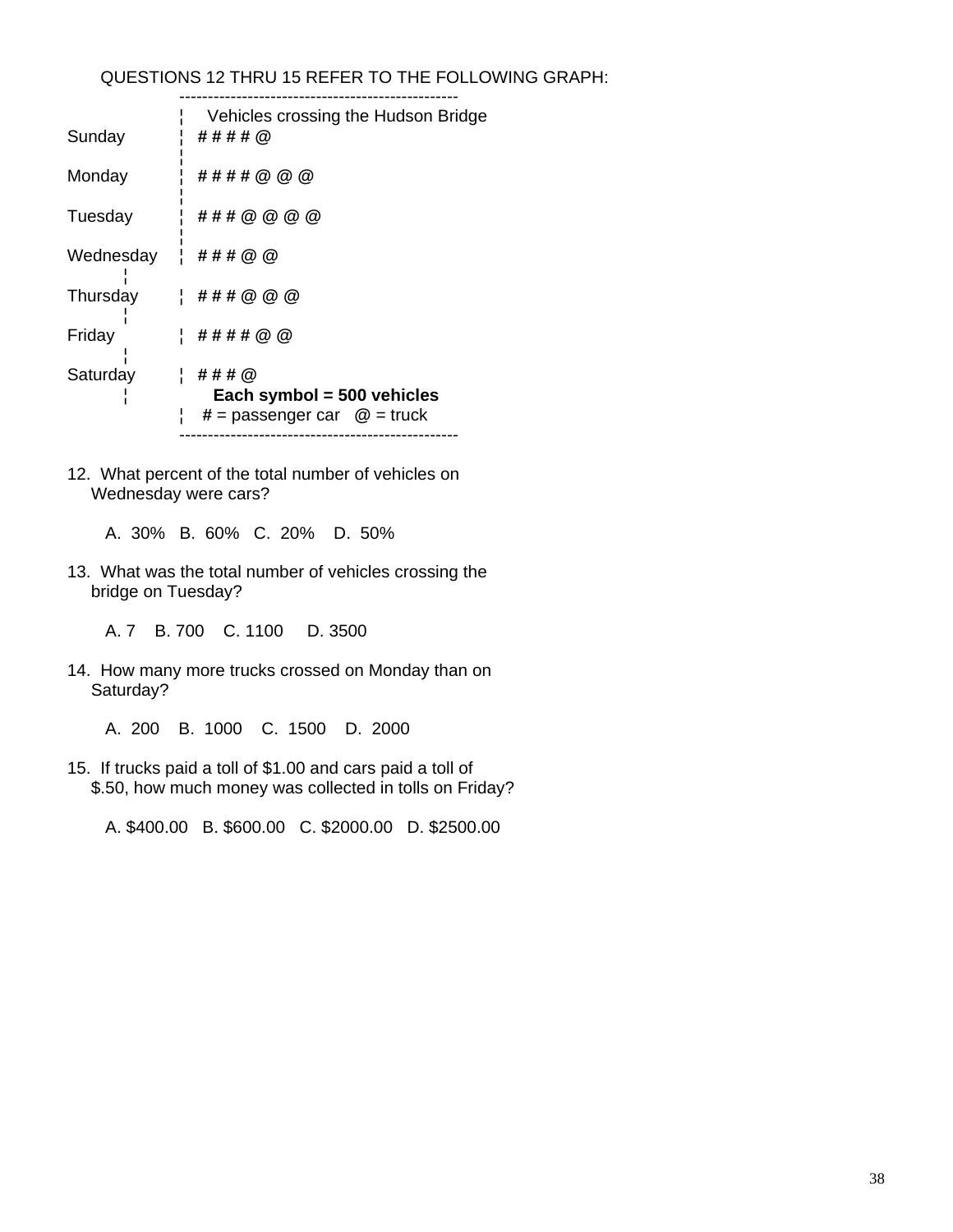QUESTIONS 12 THRU 15 REFER TO THE FOLLOWING GRAPH:

**Vehicles crossing the Hudson Bridge**

| Day | Vehicles |
| --- | --- |
| Sunday | # # # # @ |
| Monday | # # # # @ @ @ |
| Tuesday | # # # @ @ @ @ |
| Wednesday | # # # @ @ |
| Thursday | # # # @ @ @ |
| Friday | # # # # @ @ |
| Saturday | # # # @ |

**Each symbol = 500 vehicles**

# = passenger car   @ = truck

12. What percent of the total number of vehicles on Wednesday were cars?

    A. 30%   B. 60%   C. 20%   D. 50%

13. What was the total number of vehicles crossing the bridge on Tuesday?

    A. 7   B. 700   C. 1100   D. 3500

14. How many more trucks crossed on Monday than on Saturday?

    A. 200   B. 1000   C. 1500   D. 2000

15. If trucks paid a toll of $1.00 and cars paid a toll of $.50, how much money was collected in tolls on Friday?

    A. $400.00   B. $600.00   C. $2000.00   D. $2500.00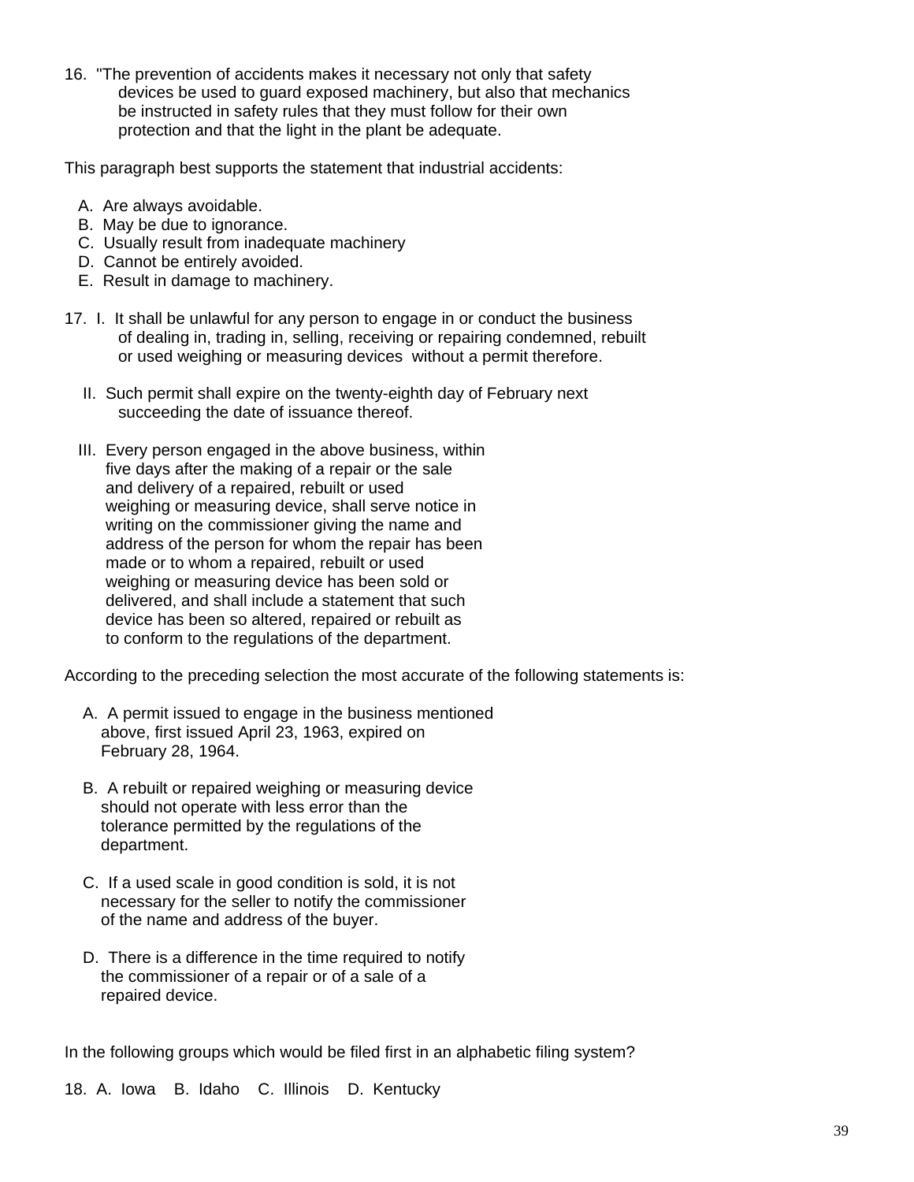16. "The prevention of accidents makes it necessary not only that safety devices be used to guard exposed machinery, but also that mechanics be instructed in safety rules that they must follow for their own protection and that the light in the plant be adequate.

This paragraph best supports the statement that industrial accidents:

A. Are always avoidable.
B. May be due to ignorance.
C. Usually result from inadequate machinery
D. Cannot be entirely avoided.
E. Result in damage to machinery.

17. I. It shall be unlawful for any person to engage in or conduct the business of dealing in, trading in, selling, receiving or repairing condemned, rebuilt or used weighing or measuring devices without a permit therefore.

II. Such permit shall expire on the twenty-eighth day of February next succeeding the date of issuance thereof.

III. Every person engaged in the above business, within five days after the making of a repair or the sale and delivery of a repaired, rebuilt or used weighing or measuring device, shall serve notice in writing on the commissioner giving the name and address of the person for whom the repair has been made or to whom a repaired, rebuilt or used weighing or measuring device has been sold or delivered, and shall include a statement that such device has been so altered, repaired or rebuilt as to conform to the regulations of the department.

According to the preceding selection the most accurate of the following statements is:

A. A permit issued to engage in the business mentioned above, first issued April 23, 1963, expired on February 28, 1964.

B. A rebuilt or repaired weighing or measuring device should not operate with less error than the tolerance permitted by the regulations of the department.

C. If a used scale in good condition is sold, it is not necessary for the seller to notify the commissioner of the name and address of the buyer.

D. There is a difference in the time required to notify the commissioner of a repair or of a sale of a repaired device.

In the following groups which would be filed first in an alphabetic filing system?

18. A. Iowa B. Idaho C. Illinois D. Kentucky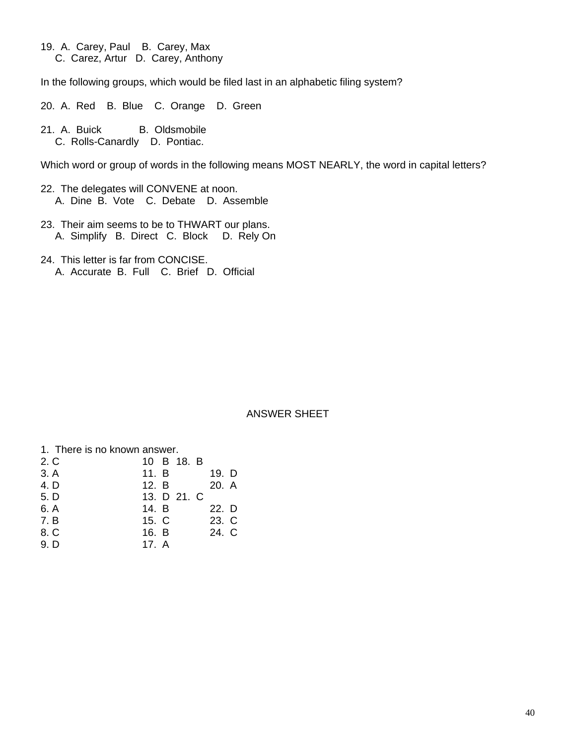19. A. Carey, Paul B. Carey, Max
 C. Carez, Artur D. Carey, Anthony

In the following groups, which would be filed last in an alphabetic filing system?

20. A. Red B. Blue C. Orange D. Green

21. A. Buick B. Oldsmobile
 C. Rolls-Canardly D. Pontiac.

Which word or group of words in the following means MOST NEARLY, the word in capital letters?

22. The delegates will CONVENE at noon.
 A. Dine B. Vote C. Debate D. Assemble

23. Their aim seems to be to THWART our plans.
 A. Simplify B. Direct C. Block D. Rely On

24. This letter is far from CONCISE.
 A. Accurate B. Full C. Brief D. Official

ANSWER SHEET

1. There is no known answer.

| | | |
|---|---|---|
| 2. C | 10 B | 18. B |
| 3. A | 11. B | 19. D |
| 4. D | 12. B | 20. A |
| 5. D | 13. D | 21. C |
| 6. A | 14. B | 22. D |
| 7. B | 15. C | 23. C |
| 8. C | 16. B | 24. C |
| 9. D | 17. A | |